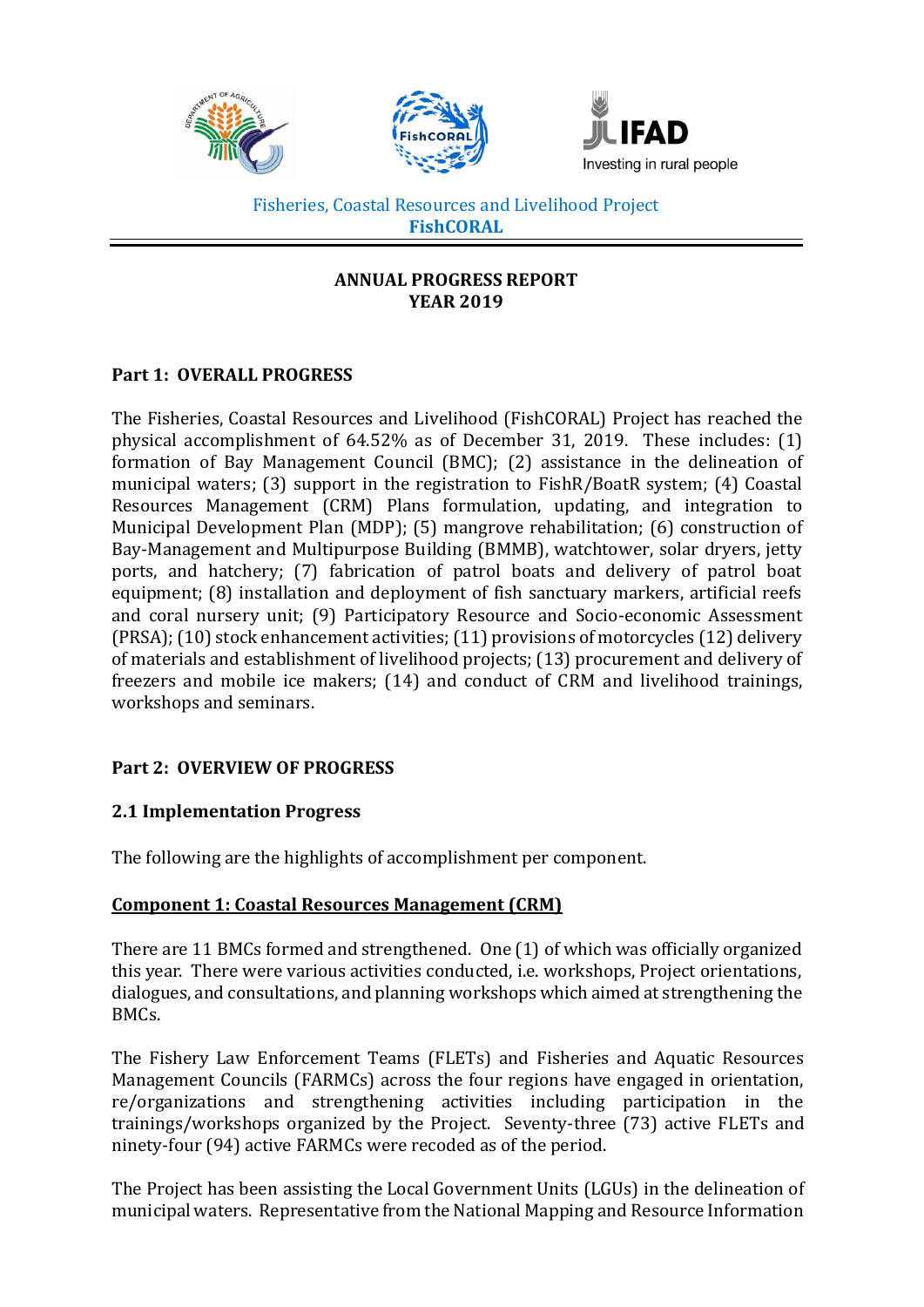Fisheries, Coastal Resources and Livelihood Project
**FishCORAL**

**ANNUAL PROGRESS REPORT**
**YEAR 2019**

## Part 1: OVERALL PROGRESS

The Fisheries, Coastal Resources and Livelihood (FishCORAL) Project has reached the physical accomplishment of 64.52% as of December 31, 2019. These includes: (1) formation of Bay Management Council (BMC); (2) assistance in the delineation of municipal waters; (3) support in the registration to FishR/BoatR system; (4) Coastal Resources Management (CRM) Plans formulation, updating, and integration to Municipal Development Plan (MDP); (5) mangrove rehabilitation; (6) construction of Bay-Management and Multipurpose Building (BMMB), watchtower, solar dryers, jetty ports, and hatchery; (7) fabrication of patrol boats and delivery of patrol boat equipment; (8) installation and deployment of fish sanctuary markers, artificial reefs and coral nursery unit; (9) Participatory Resource and Socio-economic Assessment (PRSA); (10) stock enhancement activities; (11) provisions of motorcycles (12) delivery of materials and establishment of livelihood projects; (13) procurement and delivery of freezers and mobile ice makers; (14) and conduct of CRM and livelihood trainings, workshops and seminars.

## Part 2: OVERVIEW OF PROGRESS

### 2.1 Implementation Progress

The following are the highlights of accomplishment per component.

**Component 1: Coastal Resources Management (CRM)**

There are 11 BMCs formed and strengthened. One (1) of which was officially organized this year. There were various activities conducted, i.e. workshops, Project orientations, dialogues, and consultations, and planning workshops which aimed at strengthening the BMCs.

The Fishery Law Enforcement Teams (FLETs) and Fisheries and Aquatic Resources Management Councils (FARMCs) across the four regions have engaged in orientation, re/organizations and strengthening activities including participation in the trainings/workshops organized by the Project. Seventy-three (73) active FLETs and ninety-four (94) active FARMCs were recoded as of the period.

The Project has been assisting the Local Government Units (LGUs) in the delineation of municipal waters. Representative from the National Mapping and Resource Information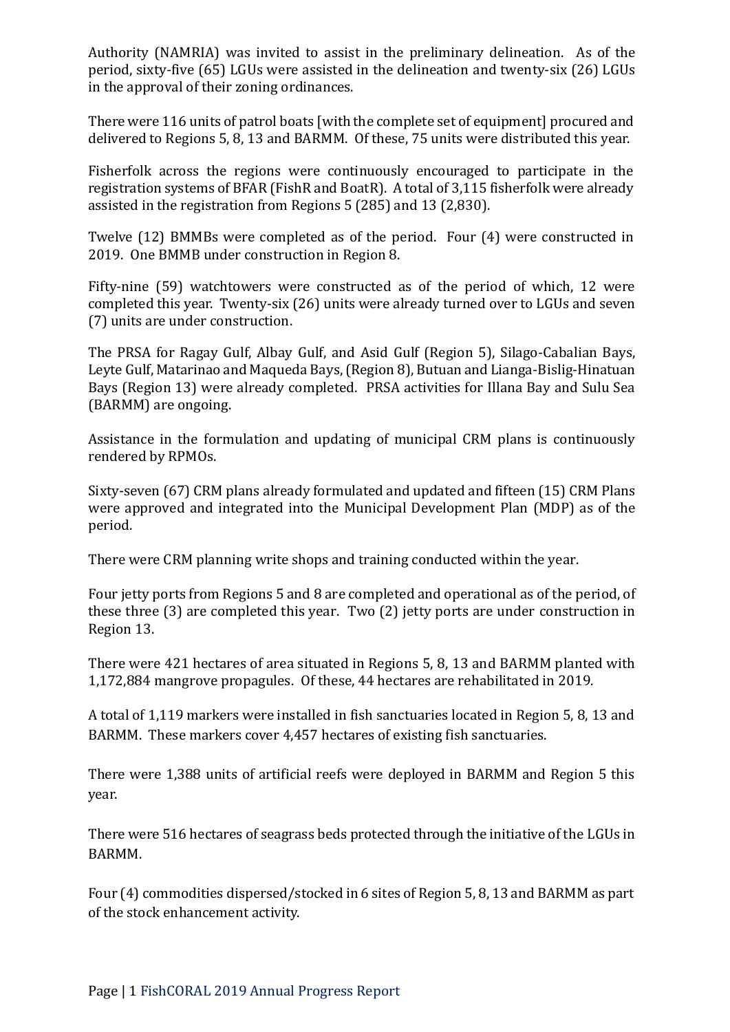Authority (NAMRIA) was invited to assist in the preliminary delineation. As of the period, sixty-five (65) LGUs were assisted in the delineation and twenty-six (26) LGUs in the approval of their zoning ordinances.

There were 116 units of patrol boats [with the complete set of equipment] procured and delivered to Regions 5, 8, 13 and BARMM. Of these, 75 units were distributed this year.

Fisherfolk across the regions were continuously encouraged to participate in the registration systems of BFAR (FishR and BoatR). A total of 3,115 fisherfolk were already assisted in the registration from Regions 5 (285) and 13 (2,830).

Twelve (12) BMMBs were completed as of the period. Four (4) were constructed in 2019. One BMMB under construction in Region 8.

Fifty-nine (59) watchtowers were constructed as of the period of which, 12 were completed this year. Twenty-six (26) units were already turned over to LGUs and seven (7) units are under construction.

The PRSA for Ragay Gulf, Albay Gulf, and Asid Gulf (Region 5), Silago-Cabalian Bays, Leyte Gulf, Matarinao and Maqueda Bays, (Region 8), Butuan and Lianga-Bislig-Hinatuan Bays (Region 13) were already completed. PRSA activities for Illana Bay and Sulu Sea (BARMM) are ongoing.

Assistance in the formulation and updating of municipal CRM plans is continuously rendered by RPMOs.

Sixty-seven (67) CRM plans already formulated and updated and fifteen (15) CRM Plans were approved and integrated into the Municipal Development Plan (MDP) as of the period.

There were CRM planning write shops and training conducted within the year.

Four jetty ports from Regions 5 and 8 are completed and operational as of the period, of these three (3) are completed this year. Two (2) jetty ports are under construction in Region 13.

There were 421 hectares of area situated in Regions 5, 8, 13 and BARMM planted with 1,172,884 mangrove propagules. Of these, 44 hectares are rehabilitated in 2019.

A total of 1,119 markers were installed in fish sanctuaries located in Region 5, 8, 13 and BARMM. These markers cover 4,457 hectares of existing fish sanctuaries.

There were 1,388 units of artificial reefs were deployed in BARMM and Region 5 this year.

There were 516 hectares of seagrass beds protected through the initiative of the LGUs in BARMM.

Four (4) commodities dispersed/stocked in 6 sites of Region 5, 8, 13 and BARMM as part of the stock enhancement activity.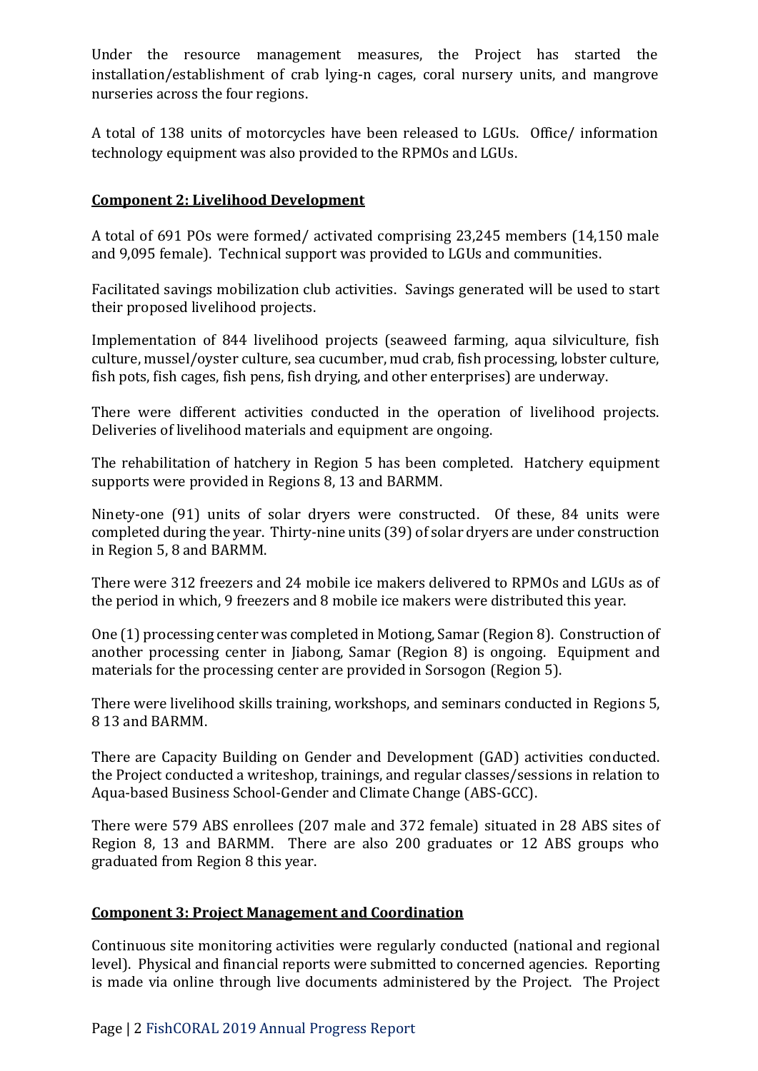Under the resource management measures, the Project has started the installation/establishment of crab lying-n cages, coral nursery units, and mangrove nurseries across the four regions.

A total of 138 units of motorcycles have been released to LGUs. Office/ information technology equipment was also provided to the RPMOs and LGUs.

**Component 2: Livelihood Development**

A total of 691 POs were formed/ activated comprising 23,245 members (14,150 male and 9,095 female). Technical support was provided to LGUs and communities.

Facilitated savings mobilization club activities. Savings generated will be used to start their proposed livelihood projects.

Implementation of 844 livelihood projects (seaweed farming, aqua silviculture, fish culture, mussel/oyster culture, sea cucumber, mud crab, fish processing, lobster culture, fish pots, fish cages, fish pens, fish drying, and other enterprises) are underway.

There were different activities conducted in the operation of livelihood projects. Deliveries of livelihood materials and equipment are ongoing.

The rehabilitation of hatchery in Region 5 has been completed. Hatchery equipment supports were provided in Regions 8, 13 and BARMM.

Ninety-one (91) units of solar dryers were constructed. Of these, 84 units were completed during the year. Thirty-nine units (39) of solar dryers are under construction in Region 5, 8 and BARMM.

There were 312 freezers and 24 mobile ice makers delivered to RPMOs and LGUs as of the period in which, 9 freezers and 8 mobile ice makers were distributed this year.

One (1) processing center was completed in Motiong, Samar (Region 8). Construction of another processing center in Jiabong, Samar (Region 8) is ongoing. Equipment and materials for the processing center are provided in Sorsogon (Region 5).

There were livelihood skills training, workshops, and seminars conducted in Regions 5, 8 13 and BARMM.

There are Capacity Building on Gender and Development (GAD) activities conducted. the Project conducted a writeshop, trainings, and regular classes/sessions in relation to Aqua-based Business School-Gender and Climate Change (ABS-GCC).

There were 579 ABS enrollees (207 male and 372 female) situated in 28 ABS sites of Region 8, 13 and BARMM. There are also 200 graduates or 12 ABS groups who graduated from Region 8 this year.

**Component 3: Project Management and Coordination**

Continuous site monitoring activities were regularly conducted (national and regional level). Physical and financial reports were submitted to concerned agencies. Reporting is made via online through live documents administered by the Project. The Project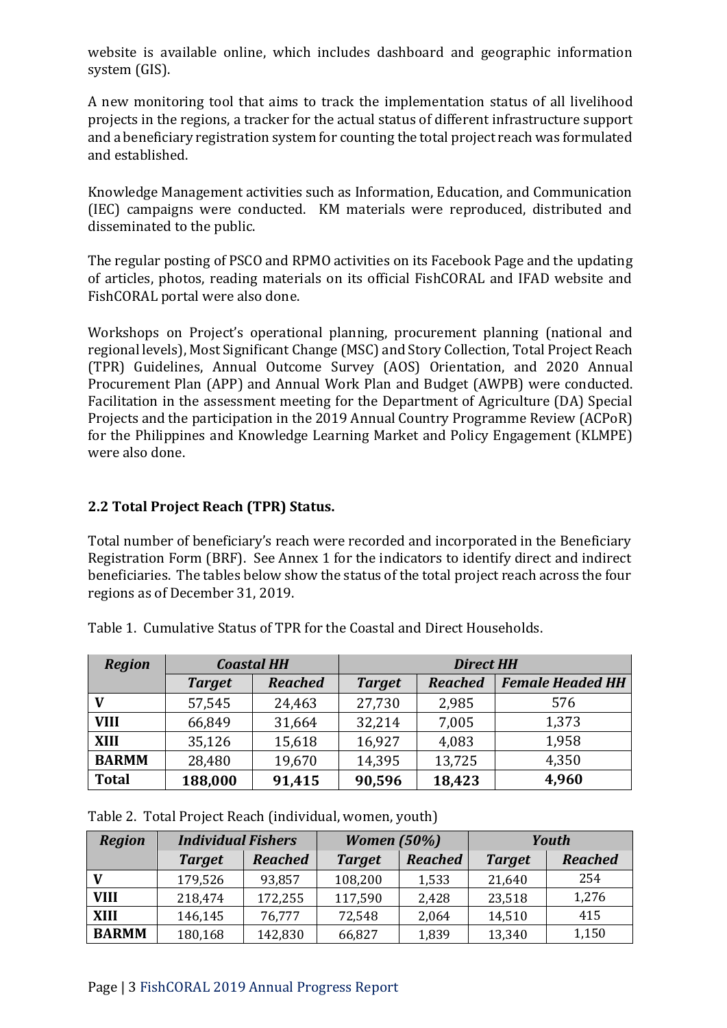website is available online, which includes dashboard and geographic information system (GIS).

A new monitoring tool that aims to track the implementation status of all livelihood projects in the regions, a tracker for the actual status of different infrastructure support and a beneficiary registration system for counting the total project reach was formulated and established.

Knowledge Management activities such as Information, Education, and Communication (IEC) campaigns were conducted. KM materials were reproduced, distributed and disseminated to the public.

The regular posting of PSCO and RPMO activities on its Facebook Page and the updating of articles, photos, reading materials on its official FishCORAL and IFAD website and FishCORAL portal were also done.

Workshops on Project's operational planning, procurement planning (national and regional levels), Most Significant Change (MSC) and Story Collection, Total Project Reach (TPR) Guidelines, Annual Outcome Survey (AOS) Orientation, and 2020 Annual Procurement Plan (APP) and Annual Work Plan and Budget (AWPB) were conducted. Facilitation in the assessment meeting for the Department of Agriculture (DA) Special Projects and the participation in the 2019 Annual Country Programme Review (ACPoR) for the Philippines and Knowledge Learning Market and Policy Engagement (KLMPE) were also done.

### 2.2 Total Project Reach (TPR) Status.

Total number of beneficiary's reach were recorded and incorporated in the Beneficiary Registration Form (BRF). See Annex 1 for the indicators to identify direct and indirect beneficiaries. The tables below show the status of the total project reach across the four regions as of December 31, 2019.

Table 1. Cumulative Status of TPR for the Coastal and Direct Households.

| *Region* | *Coastal HH* | | *Direct HH* | | |
|---|---|---|---|---|---|
| | *Target* | *Reached* | *Target* | *Reached* | *Female Headed HH* |
| **V** | 57,545 | 24,463 | 27,730 | 2,985 | 576 |
| **VIII** | 66,849 | 31,664 | 32,214 | 7,005 | 1,373 |
| **XIII** | 35,126 | 15,618 | 16,927 | 4,083 | 1,958 |
| **BARMM** | 28,480 | 19,670 | 14,395 | 13,725 | 4,350 |
| **Total** | **188,000** | **91,415** | **90,596** | **18,423** | **4,960** |

Table 2. Total Project Reach (individual, women, youth)

| *Region* | *Individual Fishers* | | *Women (50%)* | | *Youth* | |
|---|---|---|---|---|---|---|
| | *Target* | *Reached* | *Target* | *Reached* | *Target* | *Reached* |
| **V** | 179,526 | 93,857 | 108,200 | 1,533 | 21,640 | 254 |
| **VIII** | 218,474 | 172,255 | 117,590 | 2,428 | 23,518 | 1,276 |
| **XIII** | 146,145 | 76,777 | 72,548 | 2,064 | 14,510 | 415 |
| **BARMM** | 180,168 | 142,830 | 66,827 | 1,839 | 13,340 | 1,150 |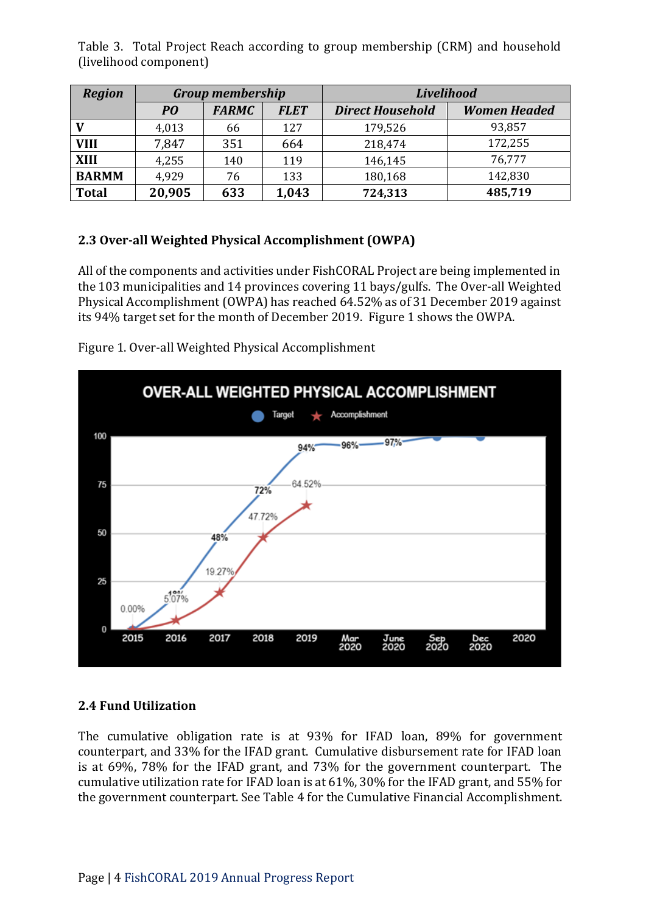Table 3. Total Project Reach according to group membership (CRM) and household (livelihood component)

| *Region* | *Group membership* | | | *Livelihood* | |
|---|---|---|---|---|---|
| | *PO* | *FARMC* | *FLET* | *Direct Household* | *Women Headed* |
| **V** | 4,013 | 66 | 127 | 179,526 | 93,857 |
| **VIII** | 7,847 | 351 | 664 | 218,474 | 172,255 |
| **XIII** | 4,255 | 140 | 119 | 146,145 | 76,777 |
| **BARMM** | 4,929 | 76 | 133 | 180,168 | 142,830 |
| **Total** | **20,905** | **633** | **1,043** | **724,313** | **485,719** |

### 2.3 Over-all Weighted Physical Accomplishment (OWPA)

All of the components and activities under FishCORAL Project are being implemented in the 103 municipalities and 14 provinces covering 11 bays/gulfs. The Over-all Weighted Physical Accomplishment (OWPA) has reached 64.52% as of 31 December 2019 against its 94% target set for the month of December 2019. Figure 1 shows the OWPA.

Figure 1. Over-all Weighted Physical Accomplishment

### 2.4 Fund Utilization

The cumulative obligation rate is at 93% for IFAD loan, 89% for government counterpart, and 33% for the IFAD grant. Cumulative disbursement rate for IFAD loan is at 69%, 78% for the IFAD grant, and 73% for the government counterpart. The cumulative utilization rate for IFAD loan is at 61%, 30% for the IFAD grant, and 55% for the government counterpart. See Table 4 for the Cumulative Financial Accomplishment.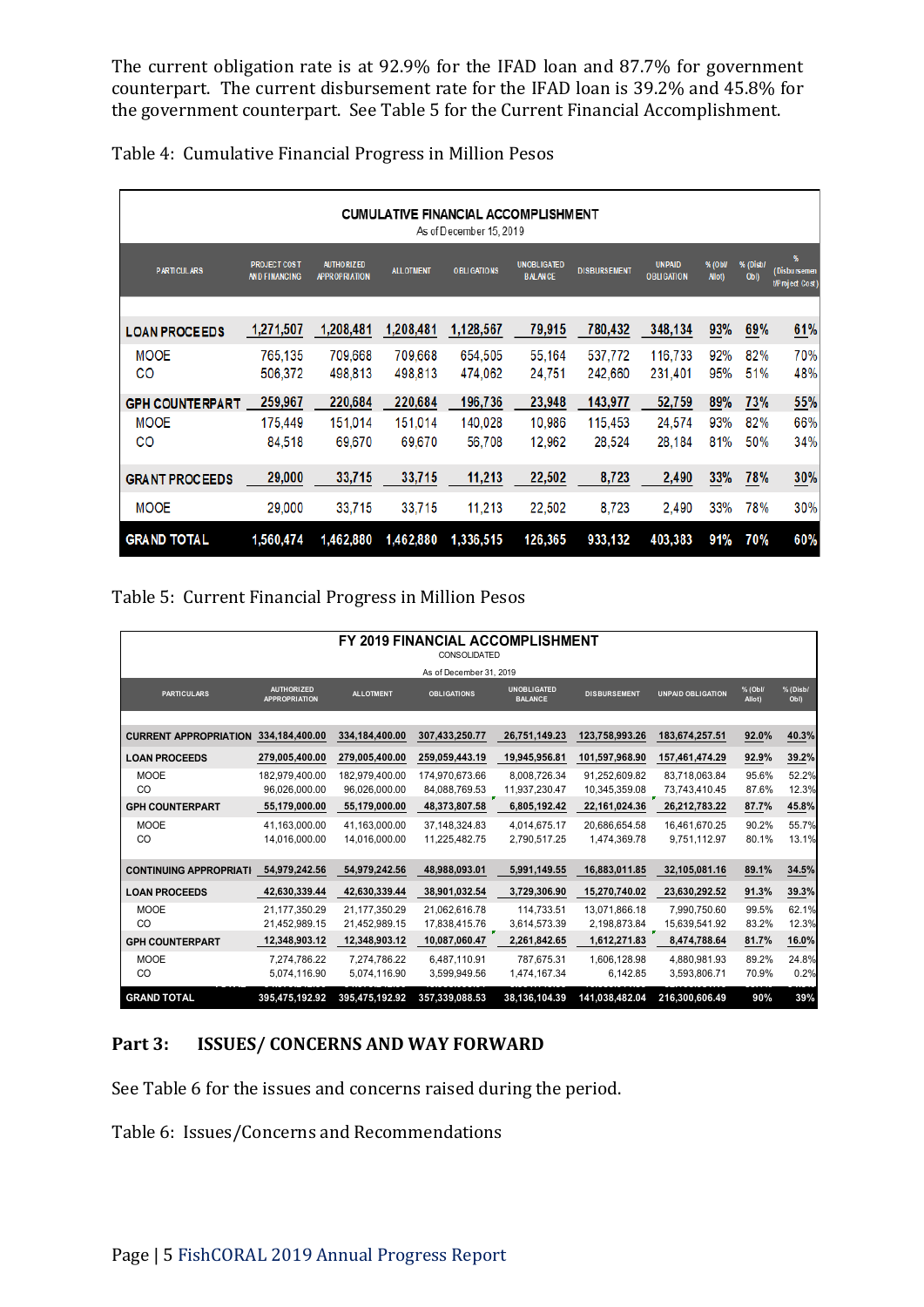The current obligation rate is at 92.9% for the IFAD loan and 87.7% for government counterpart. The current disbursement rate for the IFAD loan is 39.2% and 45.8% for the government counterpart. See Table 5 for the Current Financial Accomplishment.

Table 4: Cumulative Financial Progress in Million Pesos

| CUMULATIVE FINANCIAL ACCOMPLISHMENT As of December 15, 2019 | | | | | | | | | | |
|---|---|---|---|---|---|---|---|---|---|---|
| PARTICULARS | PROJECT COST AND FINANCING | AUTHORIZED APPROPRIATION | ALLOTMENT | OBLIGATIONS | UNOBLIGATED BALANCE | DISBURSEMENT | UNPAID OBLIGATION | % (Obl/ Allot) | % (Disb/ Obl) | % (Disbursement/Project Cost) |
| **LOAN PROCEEDS** | **1,271,507** | **1,208,481** | **1,208,481** | **1,128,567** | **79,915** | **780,432** | **348,134** | **93%** | **69%** | **61%** |
| MOOE | 765,135 | 709,668 | 709,668 | 654,505 | 55,164 | 537,772 | 116,733 | 92% | 82% | 70% |
| CO | 506,372 | 498,813 | 498,813 | 474,062 | 24,751 | 242,660 | 231,401 | 95% | 51% | 48% |
| **GPH COUNTERPART** | **259,967** | **220,684** | **220,684** | **196,736** | **23,948** | **143,977** | **52,759** | **89%** | **73%** | **55%** |
| MOOE | 175,449 | 151,014 | 151,014 | 140,028 | 10,986 | 115,453 | 24,574 | 93% | 82% | 66% |
| CO | 84,518 | 69,670 | 69,670 | 56,708 | 12,962 | 28,524 | 28,184 | 81% | 50% | 34% |
| **GRANT PROCEEDS** | **29,000** | **33,715** | **33,715** | **11,213** | **22,502** | **8,723** | **2,490** | **33%** | **78%** | **30%** |
| MOOE | 29,000 | 33,715 | 33,715 | 11,213 | 22,502 | 8,723 | 2,490 | 33% | 78% | 30% |
| **GRAND TOTAL** | **1,560,474** | **1,462,880** | **1,462,880** | **1,336,515** | **126,365** | **933,132** | **403,383** | **91%** | **70%** | **60%** |

Table 5: Current Financial Progress in Million Pesos

| FY 2019 FINANCIAL ACCOMPLISHMENT CONSOLIDATED As of December 31, 2019 | | | | | | | | |
|---|---|---|---|---|---|---|---|---|
| PARTICULARS | AUTHORIZED APPROPRIATION | ALLOTMENT | OBLIGATIONS | UNOBLIGATED BALANCE | DISBURSEMENT | UNPAID OBLIGATION | % (Obl/ Allot) | % (Disb/ Obl) |
| **CURRENT APPROPRIATION** | **334,184,400.00** | **334,184,400.00** | **307,433,250.77** | **26,751,149.23** | **123,758,993.26** | **183,674,257.51** | **92.0%** | **40.3%** |
| **LOAN PROCEEDS** | **279,005,400.00** | **279,005,400.00** | **259,059,443.19** | **19,945,956.81** | **101,597,968.90** | **157,461,474.29** | **92.9%** | **39.2%** |
| MOOE | 182,979,400.00 | 182,979,400.00 | 174,970,673.66 | 8,008,726.34 | 91,252,609.82 | 83,718,063.84 | 95.6% | 52.2% |
| CO | 96,026,000.00 | 96,026,000.00 | 84,088,769.53 | 11,937,230.47 | 10,345,359.08 | 73,743,410.45 | 87.6% | 12.3% |
| **GPH COUNTERPART** | **55,179,000.00** | **55,179,000.00** | **48,373,807.58** | **6,805,192.42** | **22,161,024.36** | **26,212,783.22** | **87.7%** | **45.8%** |
| MOOE | 41,163,000.00 | 41,163,000.00 | 37,148,324.83 | 4,014,675.17 | 20,686,654.58 | 16,461,670.25 | 90.2% | 55.7% |
| CO | 14,016,000.00 | 14,016,000.00 | 11,225,482.75 | 2,790,517.25 | 1,474,369.78 | 9,751,112.97 | 80.1% | 13.1% |
| **CONTINUING APPROPRIATI** | **54,979,242.56** | **54,979,242.56** | **48,988,093.01** | **5,991,149.55** | **16,883,011.85** | **32,105,081.16** | **89.1%** | **34.5%** |
| **LOAN PROCEEDS** | **42,630,339.44** | **42,630,339.44** | **38,901,032.54** | **3,729,306.90** | **15,270,740.02** | **23,630,292.52** | **91.3%** | **39.3%** |
| MOOE | 21,177,350.29 | 21,177,350.29 | 21,062,616.78 | 114,733.51 | 13,071,866.18 | 7,990,750.60 | 99.5% | 62.1% |
| CO | 21,452,989.15 | 21,452,989.15 | 17,838,415.76 | 3,614,573.39 | 2,198,873.84 | 15,639,541.92 | 83.2% | 12.3% |
| **GPH COUNTERPART** | **12,348,903.12** | **12,348,903.12** | **10,087,060.47** | **2,261,842.65** | **1,612,271.83** | **8,474,788.64** | **81.7%** | **16.0%** |
| MOOE | 7,274,786.22 | 7,274,786.22 | 6,487,110.91 | 787,675.31 | 1,606,128.98 | 4,880,981.93 | 89.2% | 24.8% |
| CO | 5,074,116.90 | 5,074,116.90 | 3,599,949.56 | 1,474,167.34 | 6,142.85 | 3,593,806.71 | 70.9% | 0.2% |
| **GRAND TOTAL** | **395,475,192.92** | **395,475,192.92** | **357,339,088.53** | **38,136,104.39** | **141,038,482.04** | **216,300,606.49** | **90%** | **39%** |

## Part 3: ISSUES/ CONCERNS AND WAY FORWARD

See Table 6 for the issues and concerns raised during the period.

Table 6: Issues/Concerns and Recommendations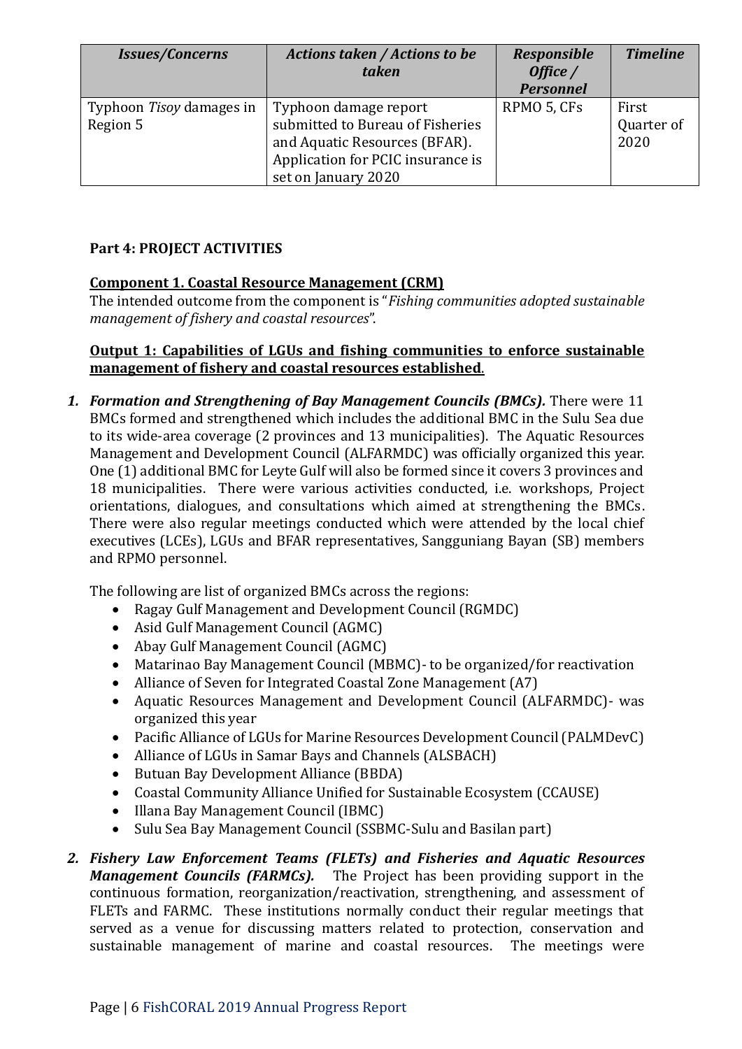| *Issues/Concerns* | *Actions taken / Actions to be taken* | *Responsible Office / Personnel* | *Timeline* |
|---|---|---|---|
| Typhoon *Tisoy* damages in Region 5 | Typhoon damage report submitted to Bureau of Fisheries and Aquatic Resources (BFAR). Application for PCIC insurance is set on January 2020 | RPMO 5, CFs | First Quarter of 2020 |

**Part 4: PROJECT ACTIVITIES**

**Component 1. Coastal Resource Management (CRM)**

The intended outcome from the component is "*Fishing communities adopted sustainable management of fishery and coastal resources*".

**Output 1: Capabilities of LGUs and fishing communities to enforce sustainable management of fishery and coastal resources established**.

1. ***Formation and Strengthening of Bay Management Councils (BMCs).*** There were 11 BMCs formed and strengthened which includes the additional BMC in the Sulu Sea due to its wide-area coverage (2 provinces and 13 municipalities). The Aquatic Resources Management and Development Council (ALFARMDC) was officially organized this year. One (1) additional BMC for Leyte Gulf will also be formed since it covers 3 provinces and 18 municipalities. There were various activities conducted, i.e. workshops, Project orientations, dialogues, and consultations which aimed at strengthening the BMCs. There were also regular meetings conducted which were attended by the local chief executives (LCEs), LGUs and BFAR representatives, Sangguniang Bayan (SB) members and RPMO personnel.

   The following are list of organized BMCs across the regions:
   - Ragay Gulf Management and Development Council (RGMDC)
   - Asid Gulf Management Council (AGMC)
   - Abay Gulf Management Council (AGMC)
   - Matarinao Bay Management Council (MBMC)- to be organized/for reactivation
   - Alliance of Seven for Integrated Coastal Zone Management (A7)
   - Aquatic Resources Management and Development Council (ALFARMDC)- was organized this year
   - Pacific Alliance of LGUs for Marine Resources Development Council (PALMDevC)
   - Alliance of LGUs in Samar Bays and Channels (ALSBACH)
   - Butuan Bay Development Alliance (BBDA)
   - Coastal Community Alliance Unified for Sustainable Ecosystem (CCAUSE)
   - Illana Bay Management Council (IBMC)
   - Sulu Sea Bay Management Council (SSBMC-Sulu and Basilan part)

2. ***Fishery Law Enforcement Teams (FLETs) and Fisheries and Aquatic Resources Management Councils (FARMCs).*** The Project has been providing support in the continuous formation, reorganization/reactivation, strengthening, and assessment of FLETs and FARMC. These institutions normally conduct their regular meetings that served as a venue for discussing matters related to protection, conservation and sustainable management of marine and coastal resources. The meetings were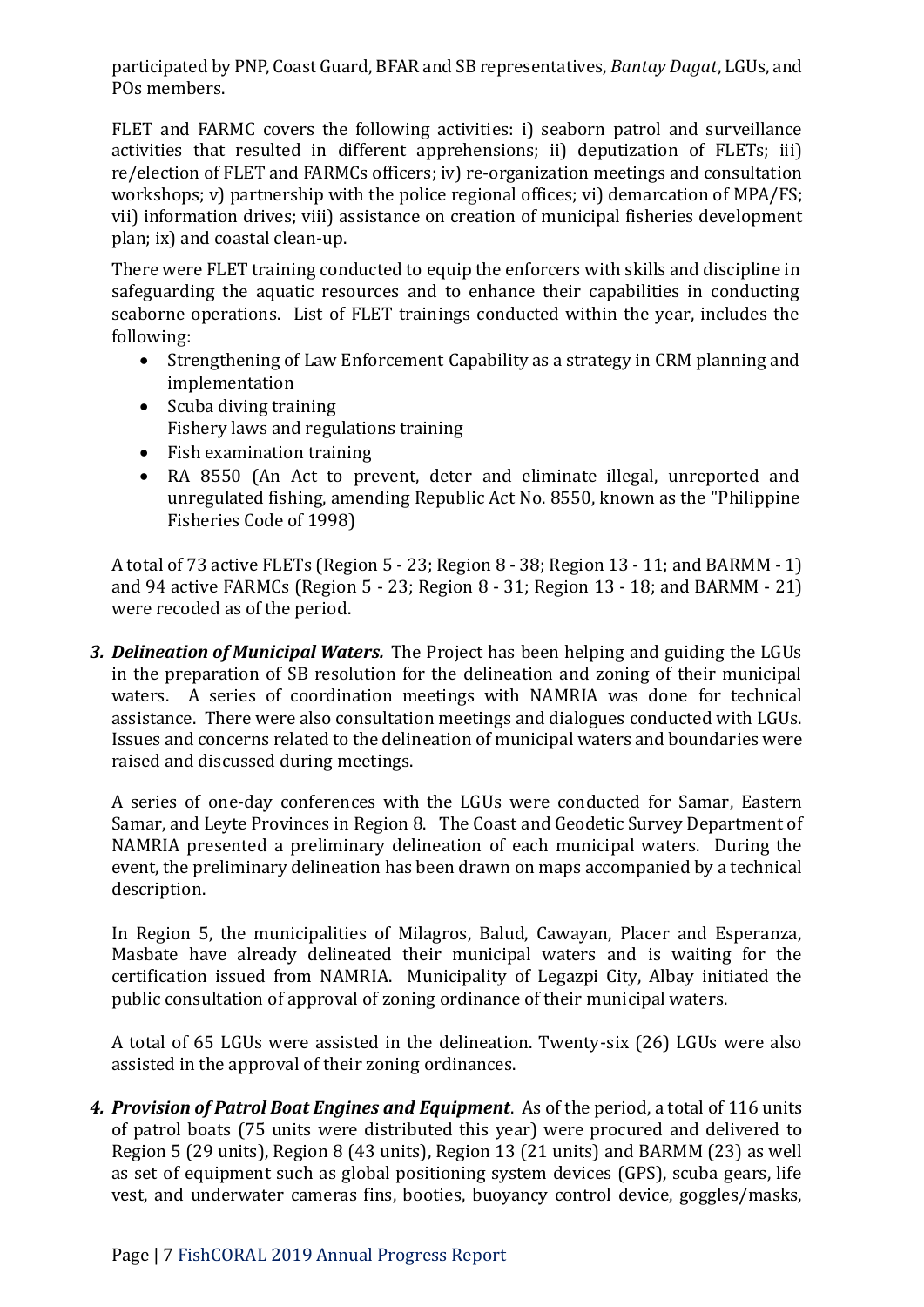participated by PNP, Coast Guard, BFAR and SB representatives, *Bantay Dagat*, LGUs, and POs members.

FLET and FARMC covers the following activities: i) seaborn patrol and surveillance activities that resulted in different apprehensions; ii) deputization of FLETs; iii) re/election of FLET and FARMCs officers; iv) re-organization meetings and consultation workshops; v) partnership with the police regional offices; vi) demarcation of MPA/FS; vii) information drives; viii) assistance on creation of municipal fisheries development plan; ix) and coastal clean-up.

There were FLET training conducted to equip the enforcers with skills and discipline in safeguarding the aquatic resources and to enhance their capabilities in conducting seaborne operations. List of FLET trainings conducted within the year, includes the following:

- Strengthening of Law Enforcement Capability as a strategy in CRM planning and implementation
- Scuba diving training
  Fishery laws and regulations training
- Fish examination training
- RA 8550 (An Act to prevent, deter and eliminate illegal, unreported and unregulated fishing, amending Republic Act No. 8550, known as the "Philippine Fisheries Code of 1998)

A total of 73 active FLETs (Region 5 - 23; Region 8 - 38; Region 13 - 11; and BARMM - 1) and 94 active FARMCs (Region 5 - 23; Region 8 - 31; Region 13 - 18; and BARMM - 21) were recoded as of the period.

3. ***Delineation of Municipal Waters.*** The Project has been helping and guiding the LGUs in the preparation of SB resolution for the delineation and zoning of their municipal waters. A series of coordination meetings with NAMRIA was done for technical assistance. There were also consultation meetings and dialogues conducted with LGUs. Issues and concerns related to the delineation of municipal waters and boundaries were raised and discussed during meetings.

   A series of one-day conferences with the LGUs were conducted for Samar, Eastern Samar, and Leyte Provinces in Region 8. The Coast and Geodetic Survey Department of NAMRIA presented a preliminary delineation of each municipal waters. During the event, the preliminary delineation has been drawn on maps accompanied by a technical description.

   In Region 5, the municipalities of Milagros, Balud, Cawayan, Placer and Esperanza, Masbate have already delineated their municipal waters and is waiting for the certification issued from NAMRIA. Municipality of Legazpi City, Albay initiated the public consultation of approval of zoning ordinance of their municipal waters.

   A total of 65 LGUs were assisted in the delineation. Twenty-six (26) LGUs were also assisted in the approval of their zoning ordinances.

4. ***Provision of Patrol Boat Engines and Equipment***. As of the period, a total of 116 units of patrol boats (75 units were distributed this year) were procured and delivered to Region 5 (29 units), Region 8 (43 units), Region 13 (21 units) and BARMM (23) as well as set of equipment such as global positioning system devices (GPS), scuba gears, life vest, and underwater cameras fins, booties, buoyancy control device, goggles/masks,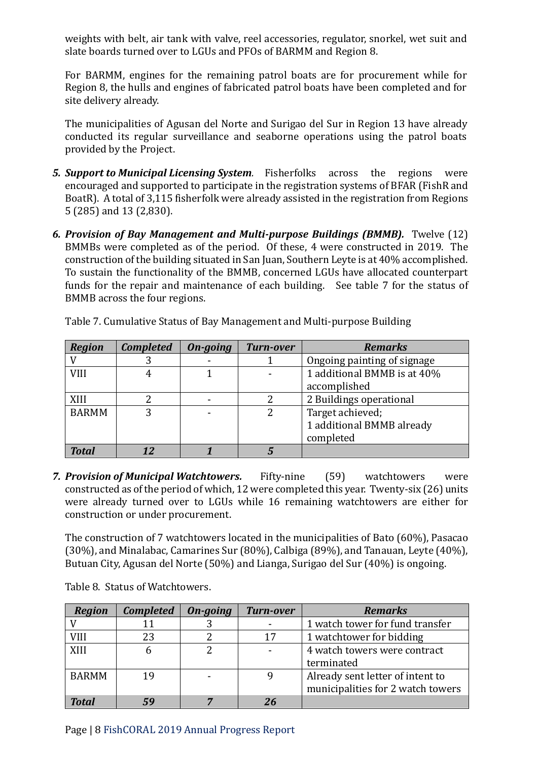weights with belt, air tank with valve, reel accessories, regulator, snorkel, wet suit and slate boards turned over to LGUs and PFOs of BARMM and Region 8.

For BARMM, engines for the remaining patrol boats are for procurement while for Region 8, the hulls and engines of fabricated patrol boats have been completed and for site delivery already.

The municipalities of Agusan del Norte and Surigao del Sur in Region 13 have already conducted its regular surveillance and seaborne operations using the patrol boats provided by the Project.

5. ***Support to Municipal Licensing System**.* Fisherfolks across the regions were encouraged and supported to participate in the registration systems of BFAR (FishR and BoatR). A total of 3,115 fisherfolk were already assisted in the registration from Regions 5 (285) and 13 (2,830).

6. ***Provision of Bay Management and Multi-purpose Buildings (BMMB).*** Twelve (12) BMMBs were completed as of the period. Of these, 4 were constructed in 2019. The construction of the building situated in San Juan, Southern Leyte is at 40% accomplished. To sustain the functionality of the BMMB, concerned LGUs have allocated counterpart funds for the repair and maintenance of each building. See table 7 for the status of BMMB across the four regions.

Table 7. Cumulative Status of Bay Management and Multi-purpose Building

| *Region* | *Completed* | *On-going* | *Turn-over* | *Remarks* |
|---|---|---|---|---|
| V | 3 | - | 1 | Ongoing painting of signage |
| VIII | 4 | 1 | - | 1 additional BMMB is at 40% accomplished |
| XIII | 2 | - | 2 | 2 Buildings operational |
| BARMM | 3 | - | 2 | Target achieved; 1 additional BMMB already completed |
| ***Total*** | ***12*** | ***1*** | ***5*** | |

7. ***Provision of Municipal Watchtowers.*** Fifty-nine (59) watchtowers were constructed as of the period of which, 12 were completed this year. Twenty-six (26) units were already turned over to LGUs while 16 remaining watchtowers are either for construction or under procurement.

The construction of 7 watchtowers located in the municipalities of Bato (60%), Pasacao (30%), and Minalabac, Camarines Sur (80%), Calbiga (89%), and Tanauan, Leyte (40%), Butuan City, Agusan del Norte (50%) and Lianga, Surigao del Sur (40%) is ongoing.

Table 8. Status of Watchtowers.

| *Region* | *Completed* | *On-going* | *Turn-over* | *Remarks* |
|---|---|---|---|---|
| V | 11 | 3 | - | 1 watch tower for fund transfer |
| VIII | 23 | 2 | 17 | 1 watchtower for bidding |
| XIII | 6 | 2 | - | 4 watch towers were contract terminated |
| BARMM | 19 | - | 9 | Already sent letter of intent to municipalities for 2 watch towers |
| ***Total*** | ***59*** | ***7*** | ***26*** | |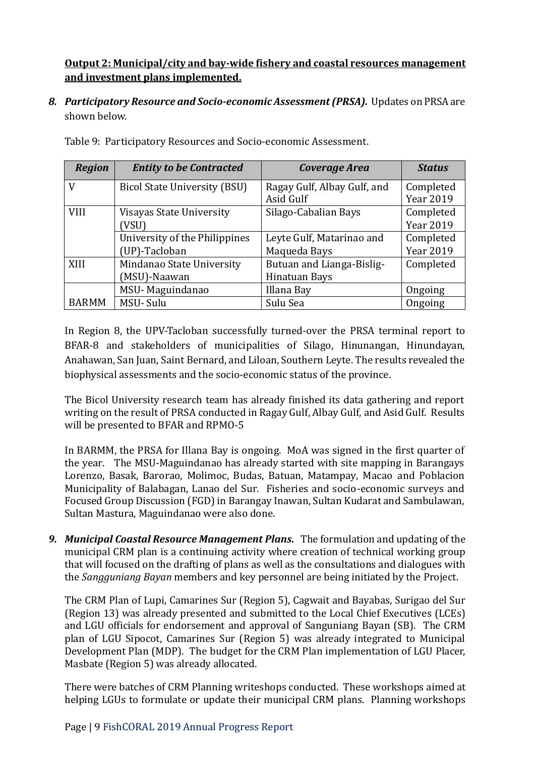**Output 2: Municipal/city and bay-wide fishery and coastal resources management and investment plans implemented.**

8. ***Participatory Resource and Socio-economic Assessment (PRSA).*** Updates on PRSA are shown below.

Table 9: Participatory Resources and Socio-economic Assessment.

| *Region* | *Entity to be Contracted* | *Coverage Area* | *Status* |
|---|---|---|---|
| V | Bicol State University (BSU) | Ragay Gulf, Albay Gulf, and Asid Gulf | Completed Year 2019 |
| VIII | Visayas State University (VSU) | Silago-Cabalian Bays | Completed Year 2019 |
| | University of the Philippines (UP)-Tacloban | Leyte Gulf, Matarinao and Maqueda Bays | Completed Year 2019 |
| XIII | Mindanao State University (MSU)-Naawan | Butuan and Lianga-Bislig-Hinatuan Bays | Completed |
| BARMM | MSU- Maguindanao | Illana Bay | Ongoing |
| | MSU- Sulu | Sulu Sea | Ongoing |

In Region 8, the UPV-Tacloban successfully turned-over the PRSA terminal report to BFAR-8 and stakeholders of municipalities of Silago, Hinunangan, Hinundayan, Anahawan, San Juan, Saint Bernard, and Liloan, Southern Leyte. The results revealed the biophysical assessments and the socio-economic status of the province.

The Bicol University research team has already finished its data gathering and report writing on the result of PRSA conducted in Ragay Gulf, Albay Gulf, and Asid Gulf. Results will be presented to BFAR and RPMO-5

In BARMM, the PRSA for Illana Bay is ongoing. MoA was signed in the first quarter of the year. The MSU-Maguindanao has already started with site mapping in Barangays Lorenzo, Basak, Barorao, Molimoc, Budas, Batuan, Matampay, Macao and Poblacion Municipality of Balabagan, Lanao del Sur. Fisheries and socio-economic surveys and Focused Group Discussion (FGD) in Barangay Inawan, Sultan Kudarat and Sambulawan, Sultan Mastura, Maguindanao were also done.

9. ***Municipal Coastal Resource Management Plans.*** The formulation and updating of the municipal CRM plan is a continuing activity where creation of technical working group that will focused on the drafting of plans as well as the consultations and dialogues with the *Sangguniang Bayan* members and key personnel are being initiated by the Project.

The CRM Plan of Lupi, Camarines Sur (Region 5), Cagwait and Bayabas, Surigao del Sur (Region 13) was already presented and submitted to the Local Chief Executives (LCEs) and LGU officials for endorsement and approval of Sanguniang Bayan (SB). The CRM plan of LGU Sipocot, Camarines Sur (Region 5) was already integrated to Municipal Development Plan (MDP). The budget for the CRM Plan implementation of LGU Placer, Masbate (Region 5) was already allocated.

There were batches of CRM Planning writeshops conducted. These workshops aimed at helping LGUs to formulate or update their municipal CRM plans. Planning workshops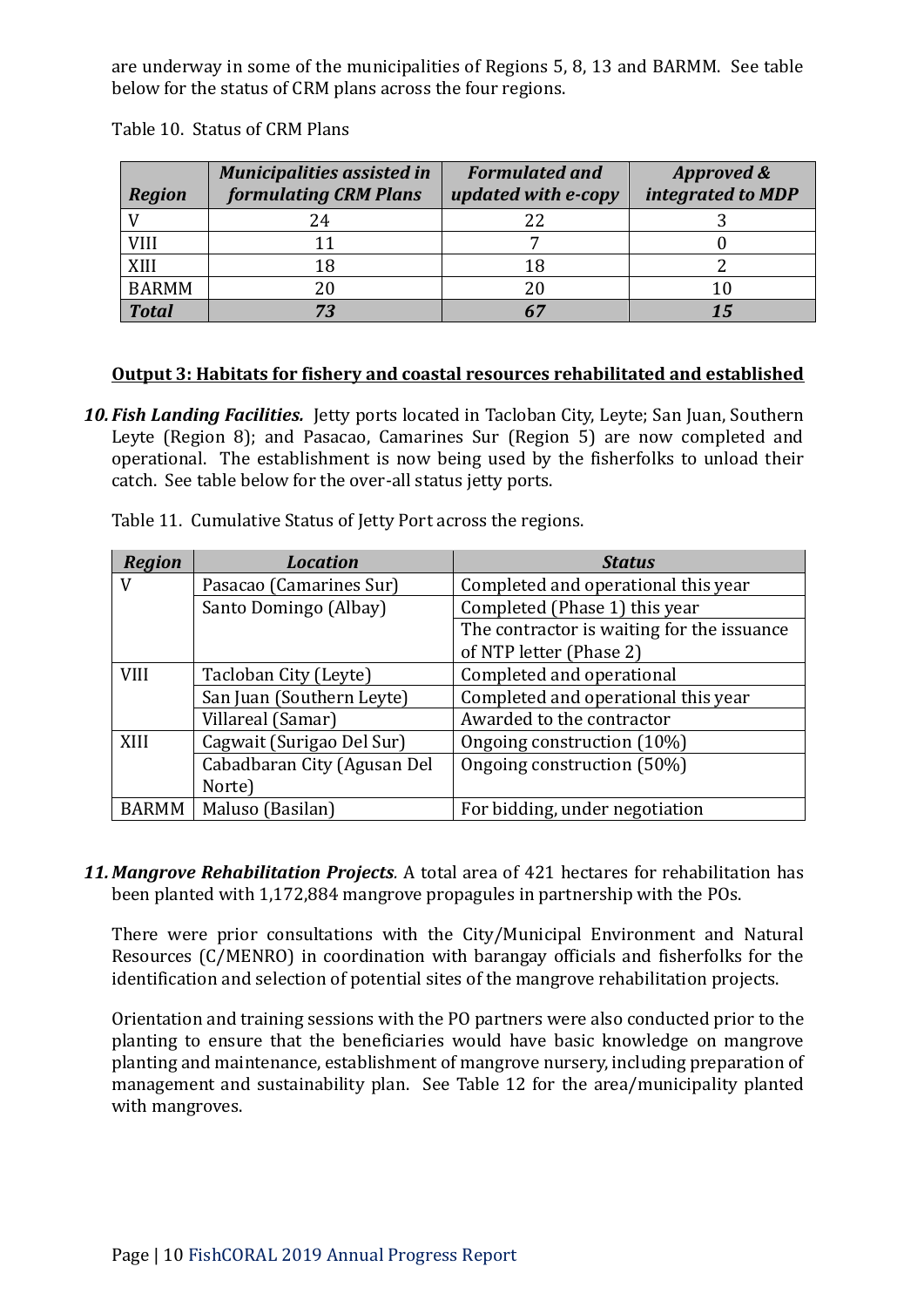are underway in some of the municipalities of Regions 5, 8, 13 and BARMM. See table below for the status of CRM plans across the four regions.

Table 10. Status of CRM Plans

| ***Region*** | ***Municipalities assisted in formulating CRM Plans*** | ***Formulated and updated with e-copy*** | ***Approved & integrated to MDP*** |
|---|---|---|---|
| V | 24 | 22 | 3 |
| VIII | 11 | 7 | 0 |
| XIII | 18 | 18 | 2 |
| BARMM | 20 | 20 | 10 |
| ***Total*** | ***73*** | ***67*** | ***15*** |

**Output 3: Habitats for fishery and coastal resources rehabilitated and established**

**10.** ***Fish Landing Facilities.*** Jetty ports located in Tacloban City, Leyte; San Juan, Southern Leyte (Region 8); and Pasacao, Camarines Sur (Region 5) are now completed and operational. The establishment is now being used by the fisherfolks to unload their catch. See table below for the over-all status jetty ports.

Table 11. Cumulative Status of Jetty Port across the regions.

| ***Region*** | ***Location*** | ***Status*** |
|---|---|---|
| V | Pasacao (Camarines Sur) | Completed and operational this year |
| | Santo Domingo (Albay) | Completed (Phase 1) this year |
| | | The contractor is waiting for the issuance of NTP letter (Phase 2) |
| VIII | Tacloban City (Leyte) | Completed and operational |
| | San Juan (Southern Leyte) | Completed and operational this year |
| | Villareal (Samar) | Awarded to the contractor |
| XIII | Cagwait (Surigao Del Sur) | Ongoing construction (10%) |
| | Cabadbaran City (Agusan Del Norte) | Ongoing construction (50%) |
| BARMM | Maluso (Basilan) | For bidding, under negotiation |

**11.** ***Mangrove Rehabilitation Projects*.** A total area of 421 hectares for rehabilitation has been planted with 1,172,884 mangrove propagules in partnership with the POs.

There were prior consultations with the City/Municipal Environment and Natural Resources (C/MENRO) in coordination with barangay officials and fisherfolks for the identification and selection of potential sites of the mangrove rehabilitation projects.

Orientation and training sessions with the PO partners were also conducted prior to the planting to ensure that the beneficiaries would have basic knowledge on mangrove planting and maintenance, establishment of mangrove nursery, including preparation of management and sustainability plan. See Table 12 for the area/municipality planted with mangroves.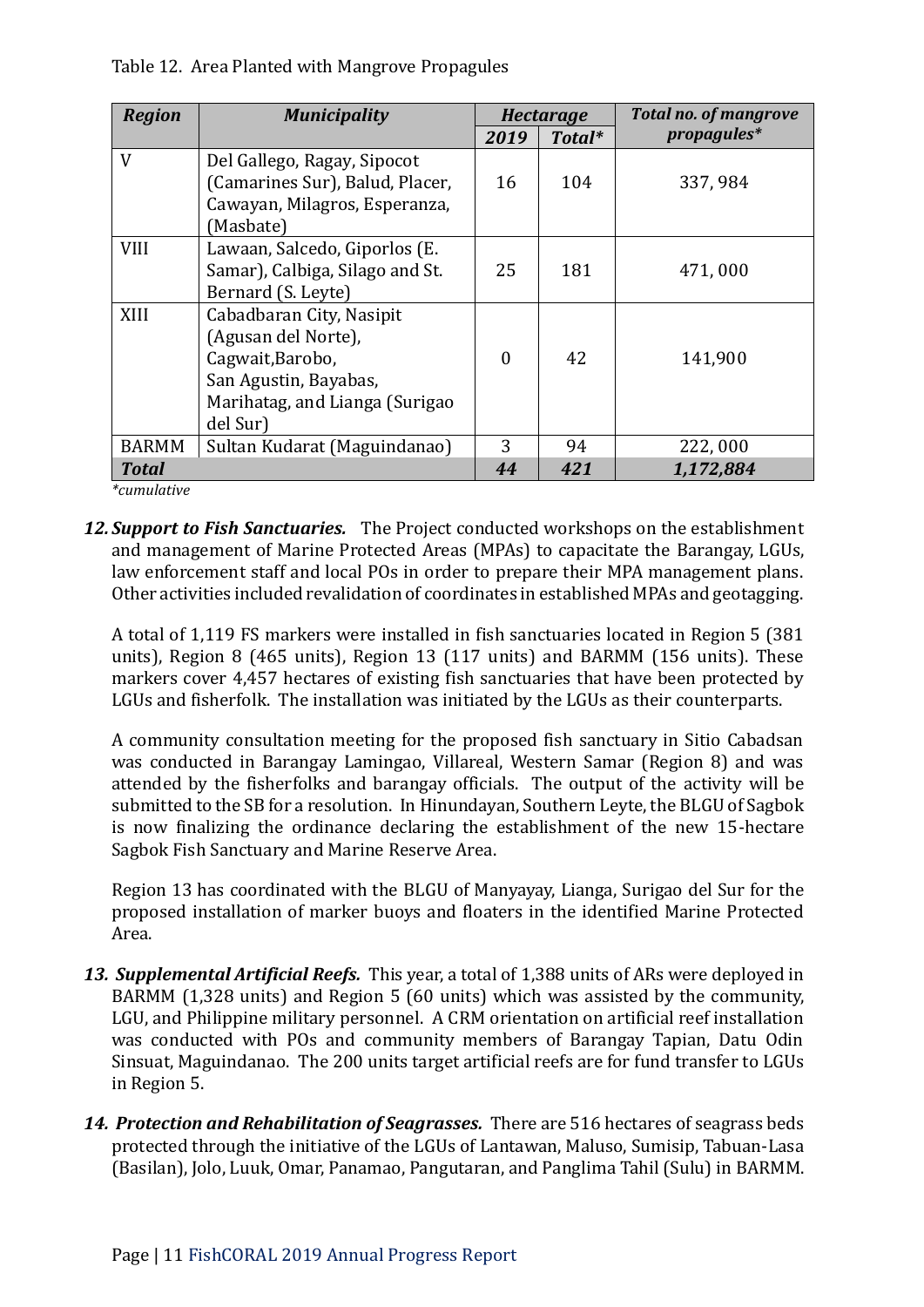Table 12. Area Planted with Mangrove Propagules

| ***Region*** | ***Municipality*** | ***Hectarage*** | | ***Total no. of mangrove propagules**** |
|---|---|---|---|---|
| | | ***2019*** | ***Total**** | |
| V | Del Gallego, Ragay, Sipocot (Camarines Sur), Balud, Placer, Cawayan, Milagros, Esperanza, (Masbate) | 16 | 104 | 337, 984 |
| VIII | Lawaan, Salcedo, Giporlos (E. Samar), Calbiga, Silago and St. Bernard (S. Leyte) | 25 | 181 | 471, 000 |
| XIII | Cabadbaran City, Nasipit (Agusan del Norte), Cagwait,Barobo, San Agustin, Bayabas, Marihatag, and Lianga (Surigao del Sur) | 0 | 42 | 141,900 |
| BARMM | Sultan Kudarat (Maguindanao) | 3 | 94 | 222, 000 |
| ***Total*** | | ***44*** | ***421*** | ***1,172,884*** |

*\*cumulative*

12. ***Support to Fish Sanctuaries.*** The Project conducted workshops on the establishment and management of Marine Protected Areas (MPAs) to capacitate the Barangay, LGUs, law enforcement staff and local POs in order to prepare their MPA management plans. Other activities included revalidation of coordinates in established MPAs and geotagging.

    A total of 1,119 FS markers were installed in fish sanctuaries located in Region 5 (381 units), Region 8 (465 units), Region 13 (117 units) and BARMM (156 units). These markers cover 4,457 hectares of existing fish sanctuaries that have been protected by LGUs and fisherfolk. The installation was initiated by the LGUs as their counterparts.

    A community consultation meeting for the proposed fish sanctuary in Sitio Cabadsan was conducted in Barangay Lamingao, Villareal, Western Samar (Region 8) and was attended by the fisherfolks and barangay officials. The output of the activity will be submitted to the SB for a resolution. In Hinundayan, Southern Leyte, the BLGU of Sagbok is now finalizing the ordinance declaring the establishment of the new 15-hectare Sagbok Fish Sanctuary and Marine Reserve Area.

    Region 13 has coordinated with the BLGU of Manyayay, Lianga, Surigao del Sur for the proposed installation of marker buoys and floaters in the identified Marine Protected Area.

13. ***Supplemental Artificial Reefs.*** This year, a total of 1,388 units of ARs were deployed in BARMM (1,328 units) and Region 5 (60 units) which was assisted by the community, LGU, and Philippine military personnel. A CRM orientation on artificial reef installation was conducted with POs and community members of Barangay Tapian, Datu Odin Sinsuat, Maguindanao. The 200 units target artificial reefs are for fund transfer to LGUs in Region 5.

14. ***Protection and Rehabilitation of Seagrasses.*** There are 516 hectares of seagrass beds protected through the initiative of the LGUs of Lantawan, Maluso, Sumisip, Tabuan-Lasa (Basilan), Jolo, Luuk, Omar, Panamao, Pangutaran, and Panglima Tahil (Sulu) in BARMM.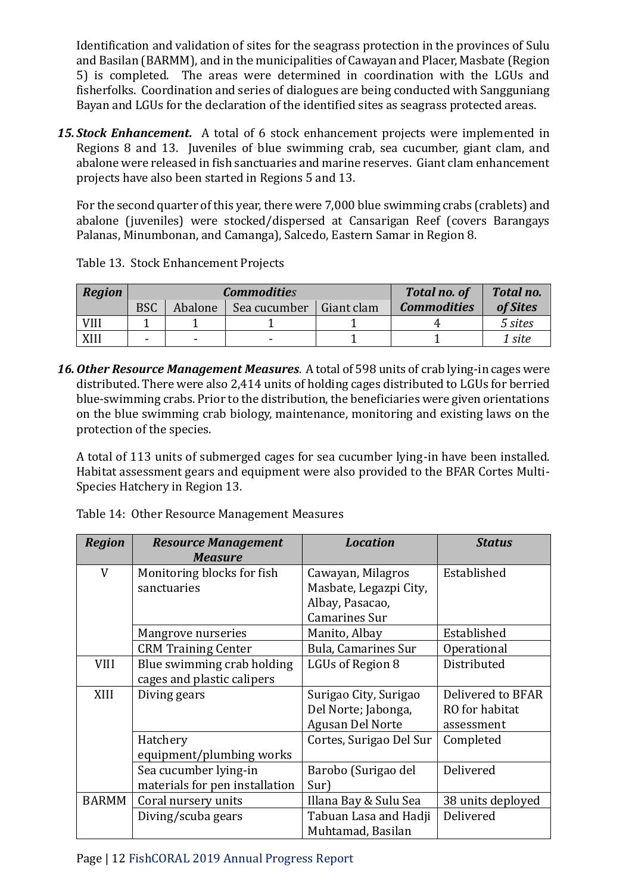Identification and validation of sites for the seagrass protection in the provinces of Sulu and Basilan (BARMM), and in the municipalities of Cawayan and Placer, Masbate (Region 5) is completed. The areas were determined in coordination with the LGUs and fisherfolks. Coordination and series of dialogues are being conducted with Sangguniang Bayan and LGUs for the declaration of the identified sites as seagrass protected areas.

15. ***Stock Enhancement.*** A total of 6 stock enhancement projects were implemented in Regions 8 and 13. Juveniles of blue swimming crab, sea cucumber, giant clam, and abalone were released in fish sanctuaries and marine reserves. Giant clam enhancement projects have also been started in Regions 5 and 13.

    For the second quarter of this year, there were 7,000 blue swimming crabs (crablets) and abalone (juveniles) were stocked/dispersed at Cansarigan Reef (covers Barangays Palanas, Minumbonan, and Camanga), Salcedo, Eastern Samar in Region 8.

Table 13. Stock Enhancement Projects

| ***Region*** | ***Commodities*** | | | | ***Total no. of Commodities*** | ***Total no. of Sites*** |
|---|---|---|---|---|---|---|
| | BSC | Abalone | Sea cucumber | Giant clam | | |
| VIII | 1 | 1 | 1 | 1 | 4 | *5 sites* |
| XIII | - | - | - | 1 | 1 | *1 site* |

16. ***Other Resource Management Measures***. A total of 598 units of crab lying-in cages were distributed. There were also 2,414 units of holding cages distributed to LGUs for berried blue-swimming crabs. Prior to the distribution, the beneficiaries were given orientations on the blue swimming crab biology, maintenance, monitoring and existing laws on the protection of the species.

    A total of 113 units of submerged cages for sea cucumber lying-in have been installed. Habitat assessment gears and equipment were also provided to the BFAR Cortes Multi-Species Hatchery in Region 13.

Table 14: Other Resource Management Measures

| ***Region*** | ***Resource Management Measure*** | ***Location*** | ***Status*** |
|---|---|---|---|
| V | Monitoring blocks for fish sanctuaries | Cawayan, Milagros Masbate, Legazpi City, Albay, Pasacao, Camarines Sur | Established |
| | Mangrove nurseries | Manito, Albay | Established |
| | CRM Training Center | Bula, Camarines Sur | Operational |
| VIII | Blue swimming crab holding cages and plastic calipers | LGUs of Region 8 | Distributed |
| XIII | Diving gears | Surigao City, Surigao Del Norte; Jabonga, Agusan Del Norte | Delivered to BFAR RO for habitat assessment |
| | Hatchery equipment/plumbing works | Cortes, Surigao Del Sur | Completed |
| | Sea cucumber lying-in materials for pen installation | Barobo (Surigao del Sur) | Delivered |
| BARMM | Coral nursery units | Illana Bay & Sulu Sea | 38 units deployed |
| | Diving/scuba gears | Tabuan Lasa and Hadji Muhtamad, Basilan | Delivered |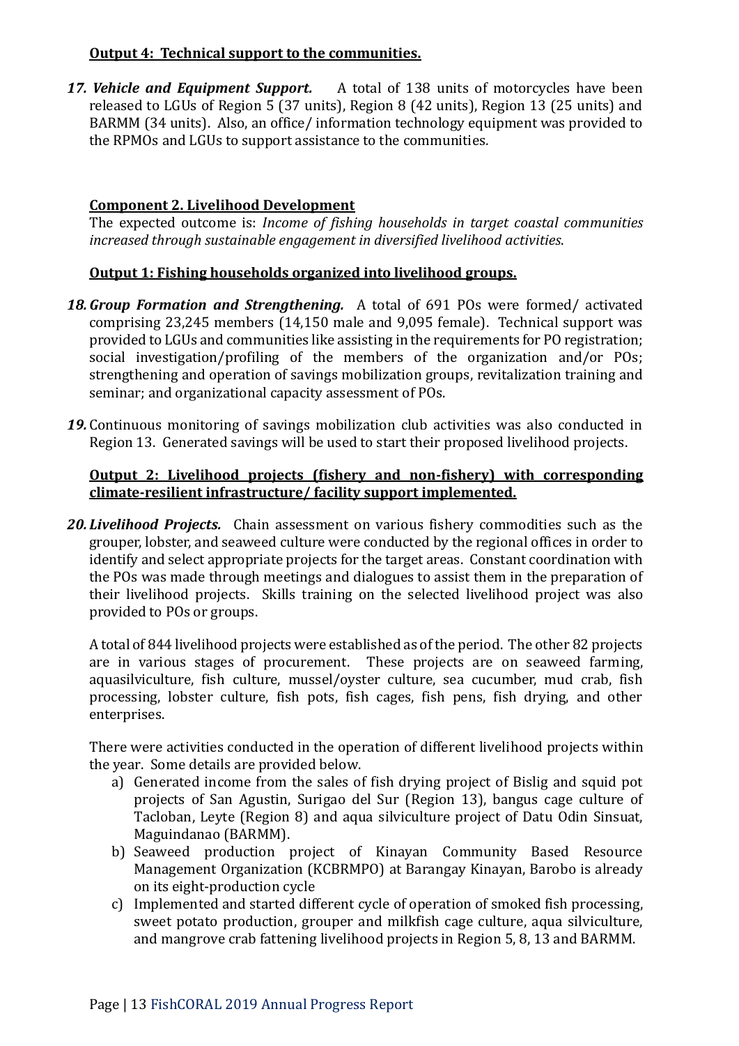**Output 4: Technical support to the communities.**

*17. Vehicle and Equipment Support.* A total of 138 units of motorcycles have been released to LGUs of Region 5 (37 units), Region 8 (42 units), Region 13 (25 units) and BARMM (34 units). Also, an office/ information technology equipment was provided to the RPMOs and LGUs to support assistance to the communities.

**Component 2. Livelihood Development**

The expected outcome is: *Income of fishing households in target coastal communities increased through sustainable engagement in diversified livelihood activities*.

**Output 1: Fishing households organized into livelihood groups.**

*18. Group Formation and Strengthening.* A total of 691 POs were formed/ activated comprising 23,245 members (14,150 male and 9,095 female). Technical support was provided to LGUs and communities like assisting in the requirements for PO registration; social investigation/profiling of the members of the organization and/or POs; strengthening and operation of savings mobilization groups, revitalization training and seminar; and organizational capacity assessment of POs.

*19.* Continuous monitoring of savings mobilization club activities was also conducted in Region 13. Generated savings will be used to start their proposed livelihood projects.

**Output 2: Livelihood projects (fishery and non-fishery) with corresponding climate-resilient infrastructure/ facility support implemented.**

*20. Livelihood Projects.* Chain assessment on various fishery commodities such as the grouper, lobster, and seaweed culture were conducted by the regional offices in order to identify and select appropriate projects for the target areas. Constant coordination with the POs was made through meetings and dialogues to assist them in the preparation of their livelihood projects. Skills training on the selected livelihood project was also provided to POs or groups.

A total of 844 livelihood projects were established as of the period. The other 82 projects are in various stages of procurement. These projects are on seaweed farming, aquasilviculture, fish culture, mussel/oyster culture, sea cucumber, mud crab, fish processing, lobster culture, fish pots, fish cages, fish pens, fish drying, and other enterprises.

There were activities conducted in the operation of different livelihood projects within the year. Some details are provided below.

a) Generated income from the sales of fish drying project of Bislig and squid pot projects of San Agustin, Surigao del Sur (Region 13), bangus cage culture of Tacloban, Leyte (Region 8) and aqua silviculture project of Datu Odin Sinsuat, Maguindanao (BARMM).
b) Seaweed production project of Kinayan Community Based Resource Management Organization (KCBRMPO) at Barangay Kinayan, Barobo is already on its eight-production cycle
c) Implemented and started different cycle of operation of smoked fish processing, sweet potato production, grouper and milkfish cage culture, aqua silviculture, and mangrove crab fattening livelihood projects in Region 5, 8, 13 and BARMM.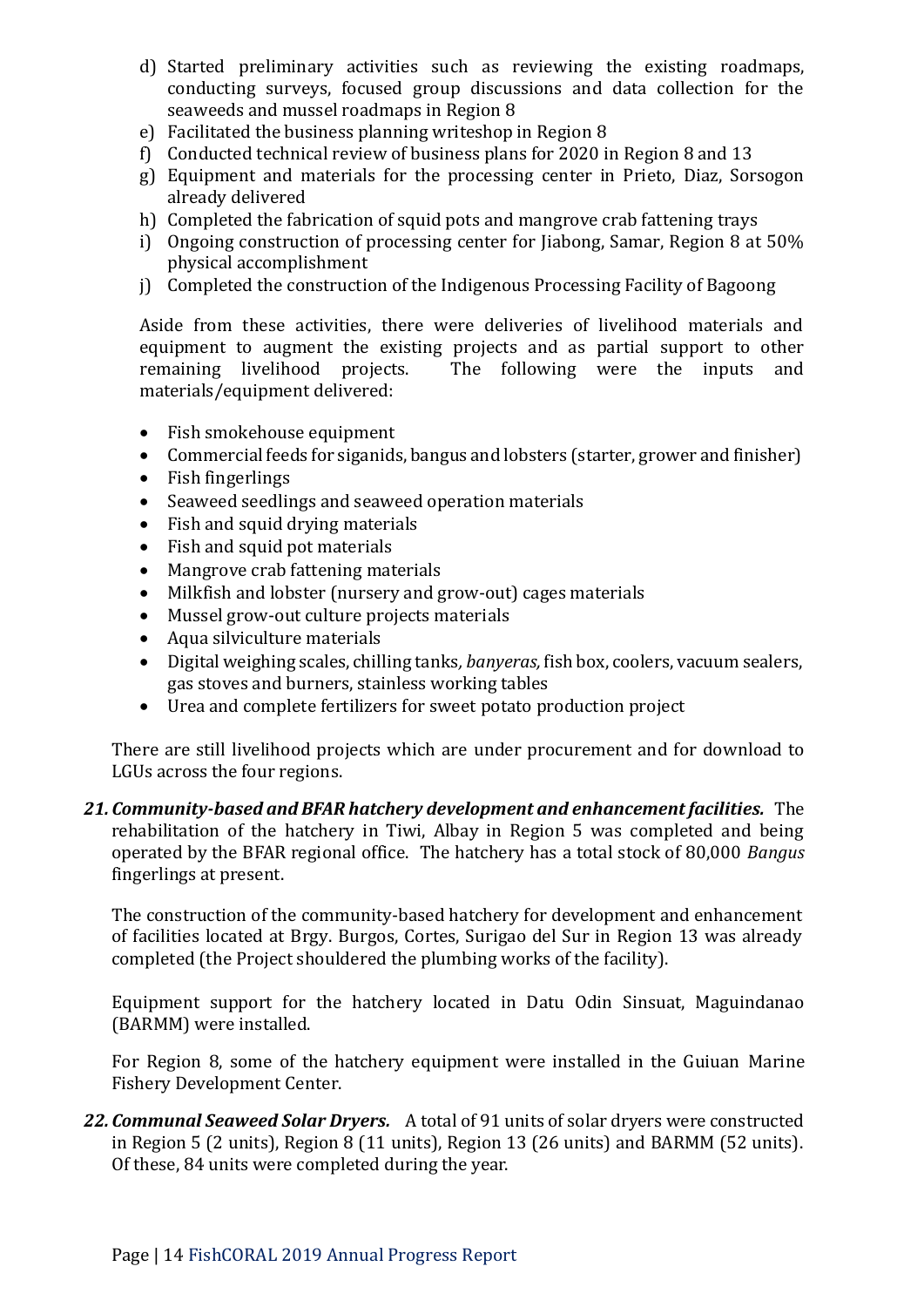d) Started preliminary activities such as reviewing the existing roadmaps, conducting surveys, focused group discussions and data collection for the seaweeds and mussel roadmaps in Region 8
e) Facilitated the business planning writeshop in Region 8
f) Conducted technical review of business plans for 2020 in Region 8 and 13
g) Equipment and materials for the processing center in Prieto, Diaz, Sorsogon already delivered
h) Completed the fabrication of squid pots and mangrove crab fattening trays
i) Ongoing construction of processing center for Jiabong, Samar, Region 8 at 50% physical accomplishment
j) Completed the construction of the Indigenous Processing Facility of Bagoong

Aside from these activities, there were deliveries of livelihood materials and equipment to augment the existing projects and as partial support to other remaining livelihood projects. The following were the inputs and materials/equipment delivered:

- Fish smokehouse equipment
- Commercial feeds for siganids, bangus and lobsters (starter, grower and finisher)
- Fish fingerlings
- Seaweed seedlings and seaweed operation materials
- Fish and squid drying materials
- Fish and squid pot materials
- Mangrove crab fattening materials
- Milkfish and lobster (nursery and grow-out) cages materials
- Mussel grow-out culture projects materials
- Aqua silviculture materials
- Digital weighing scales, chilling tanks, *banyeras,* fish box, coolers, vacuum sealers, gas stoves and burners, stainless working tables
- Urea and complete fertilizers for sweet potato production project

There are still livelihood projects which are under procurement and for download to LGUs across the four regions.

21. ***Community-based and BFAR hatchery development and enhancement facilities.*** The rehabilitation of the hatchery in Tiwi, Albay in Region 5 was completed and being operated by the BFAR regional office. The hatchery has a total stock of 80,000 *Bangus* fingerlings at present.

    The construction of the community-based hatchery for development and enhancement of facilities located at Brgy. Burgos, Cortes, Surigao del Sur in Region 13 was already completed (the Project shouldered the plumbing works of the facility).

    Equipment support for the hatchery located in Datu Odin Sinsuat, Maguindanao (BARMM) were installed.

    For Region 8, some of the hatchery equipment were installed in the Guiuan Marine Fishery Development Center.

22. ***Communal Seaweed Solar Dryers.*** A total of 91 units of solar dryers were constructed in Region 5 (2 units), Region 8 (11 units), Region 13 (26 units) and BARMM (52 units). Of these, 84 units were completed during the year.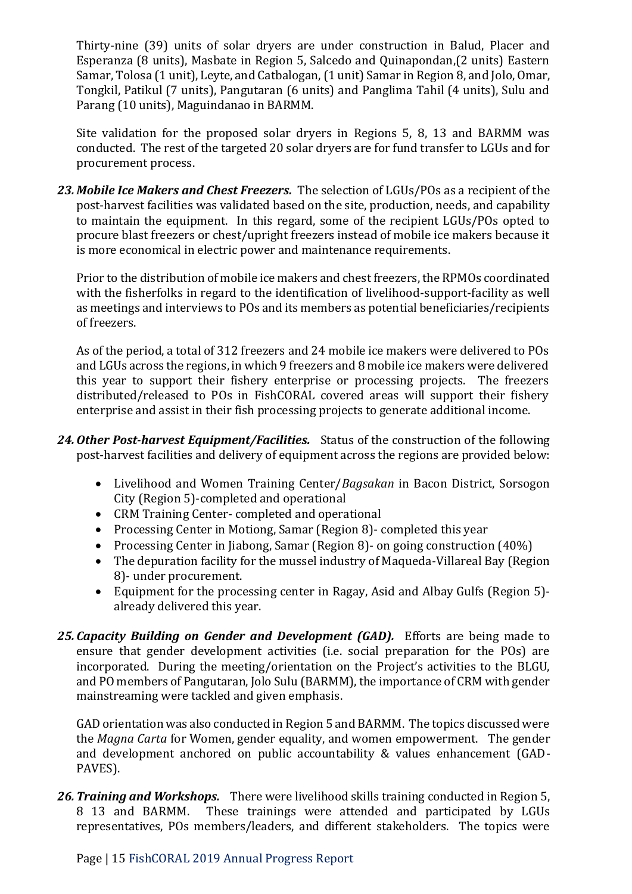Thirty-nine (39) units of solar dryers are under construction in Balud, Placer and Esperanza (8 units), Masbate in Region 5, Salcedo and Quinapondan,(2 units) Eastern Samar, Tolosa (1 unit), Leyte, and Catbalogan, (1 unit) Samar in Region 8, and Jolo, Omar, Tongkil, Patikul (7 units), Pangutaran (6 units) and Panglima Tahil (4 units), Sulu and Parang (10 units), Maguindanao in BARMM.

Site validation for the proposed solar dryers in Regions 5, 8, 13 and BARMM was conducted. The rest of the targeted 20 solar dryers are for fund transfer to LGUs and for procurement process.

23. ***Mobile Ice Makers and Chest Freezers.*** The selection of LGUs/POs as a recipient of the post-harvest facilities was validated based on the site, production, needs, and capability to maintain the equipment. In this regard, some of the recipient LGUs/POs opted to procure blast freezers or chest/upright freezers instead of mobile ice makers because it is more economical in electric power and maintenance requirements.

    Prior to the distribution of mobile ice makers and chest freezers, the RPMOs coordinated with the fisherfolks in regard to the identification of livelihood-support-facility as well as meetings and interviews to POs and its members as potential beneficiaries/recipients of freezers.

    As of the period, a total of 312 freezers and 24 mobile ice makers were delivered to POs and LGUs across the regions, in which 9 freezers and 8 mobile ice makers were delivered this year to support their fishery enterprise or processing projects. The freezers distributed/released to POs in FishCORAL covered areas will support their fishery enterprise and assist in their fish processing projects to generate additional income.

24. ***Other Post-harvest Equipment/Facilities.*** Status of the construction of the following post-harvest facilities and delivery of equipment across the regions are provided below:

    - Livelihood and Women Training Center/*Bagsakan* in Bacon District, Sorsogon City (Region 5)-completed and operational
    - CRM Training Center- completed and operational
    - Processing Center in Motiong, Samar (Region 8)- completed this year
    - Processing Center in Jiabong, Samar (Region 8)- on going construction (40%)
    - The depuration facility for the mussel industry of Maqueda-Villareal Bay (Region 8)- under procurement.
    - Equipment for the processing center in Ragay, Asid and Albay Gulfs (Region 5)- already delivered this year.

25. ***Capacity Building on Gender and Development (GAD).*** Efforts are being made to ensure that gender development activities (i.e. social preparation for the POs) are incorporated. During the meeting/orientation on the Project's activities to the BLGU, and PO members of Pangutaran, Jolo Sulu (BARMM), the importance of CRM with gender mainstreaming were tackled and given emphasis.

    GAD orientation was also conducted in Region 5 and BARMM. The topics discussed were the *Magna Carta* for Women, gender equality, and women empowerment. The gender and development anchored on public accountability & values enhancement (GAD-PAVES).

26. ***Training and Workshops.*** There were livelihood skills training conducted in Region 5, 8 13 and BARMM. These trainings were attended and participated by LGUs representatives, POs members/leaders, and different stakeholders. The topics were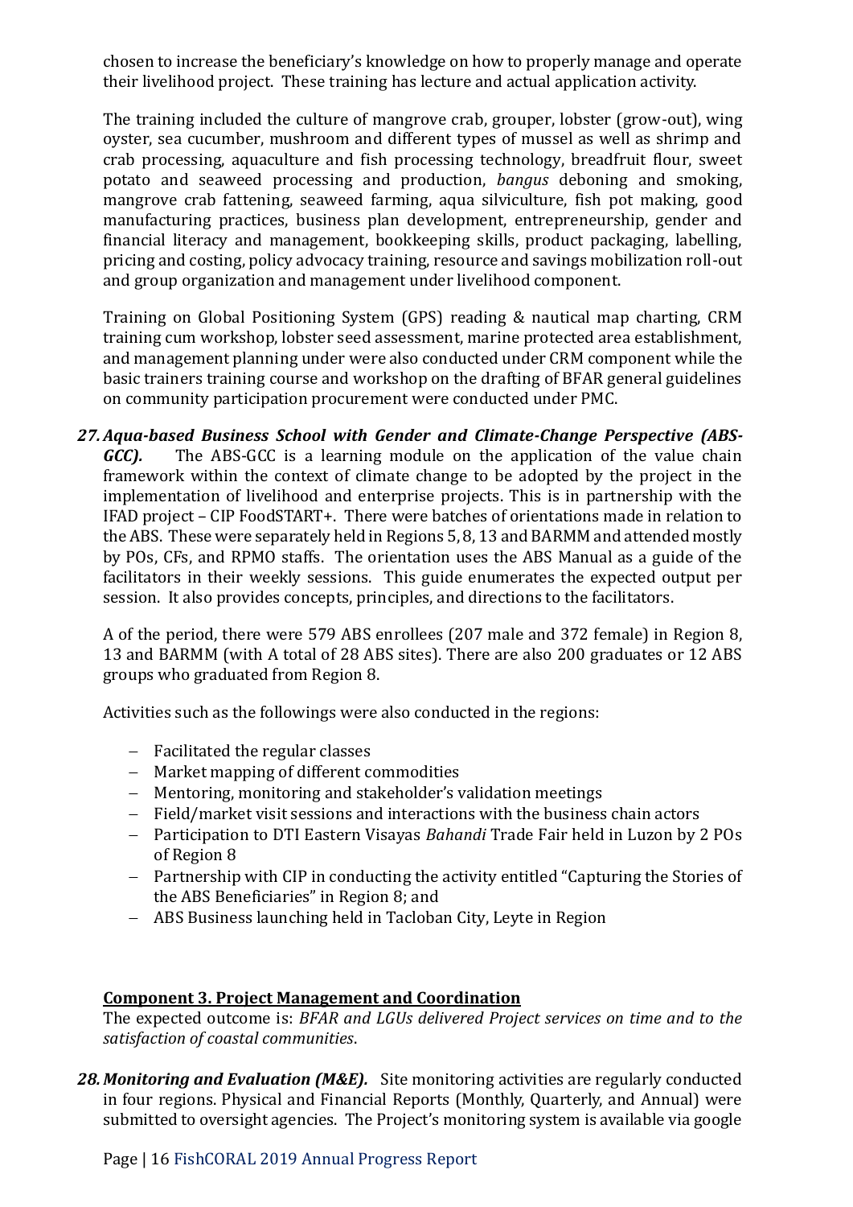chosen to increase the beneficiary's knowledge on how to properly manage and operate their livelihood project. These training has lecture and actual application activity.

The training included the culture of mangrove crab, grouper, lobster (grow-out), wing oyster, sea cucumber, mushroom and different types of mussel as well as shrimp and crab processing, aquaculture and fish processing technology, breadfruit flour, sweet potato and seaweed processing and production, *bangus* deboning and smoking, mangrove crab fattening, seaweed farming, aqua silviculture, fish pot making, good manufacturing practices, business plan development, entrepreneurship, gender and financial literacy and management, bookkeeping skills, product packaging, labelling, pricing and costing, policy advocacy training, resource and savings mobilization roll-out and group organization and management under livelihood component.

Training on Global Positioning System (GPS) reading & nautical map charting, CRM training cum workshop, lobster seed assessment, marine protected area establishment, and management planning under were also conducted under CRM component while the basic trainers training course and workshop on the drafting of BFAR general guidelines on community participation procurement were conducted under PMC.

27. ***Aqua-based Business School with Gender and Climate-Change Perspective (ABS-GCC).*** The ABS-GCC is a learning module on the application of the value chain framework within the context of climate change to be adopted by the project in the implementation of livelihood and enterprise projects. This is in partnership with the IFAD project – CIP FoodSTART+. There were batches of orientations made in relation to the ABS. These were separately held in Regions 5, 8, 13 and BARMM and attended mostly by POs, CFs, and RPMO staffs. The orientation uses the ABS Manual as a guide of the facilitators in their weekly sessions. This guide enumerates the expected output per session. It also provides concepts, principles, and directions to the facilitators.

   A of the period, there were 579 ABS enrollees (207 male and 372 female) in Region 8, 13 and BARMM (with A total of 28 ABS sites). There are also 200 graduates or 12 ABS groups who graduated from Region 8.

   Activities such as the followings were also conducted in the regions:

   - Facilitated the regular classes
   - Market mapping of different commodities
   - Mentoring, monitoring and stakeholder's validation meetings
   - Field/market visit sessions and interactions with the business chain actors
   - Participation to DTI Eastern Visayas *Bahandi* Trade Fair held in Luzon by 2 POs of Region 8
   - Partnership with CIP in conducting the activity entitled "Capturing the Stories of the ABS Beneficiaries" in Region 8; and
   - ABS Business launching held in Tacloban City, Leyte in Region

**Component 3. Project Management and Coordination**

The expected outcome is: *BFAR and LGUs delivered Project services on time and to the satisfaction of coastal communities*.

28. ***Monitoring and Evaluation (M&E).*** Site monitoring activities are regularly conducted in four regions. Physical and Financial Reports (Monthly, Quarterly, and Annual) were submitted to oversight agencies. The Project's monitoring system is available via google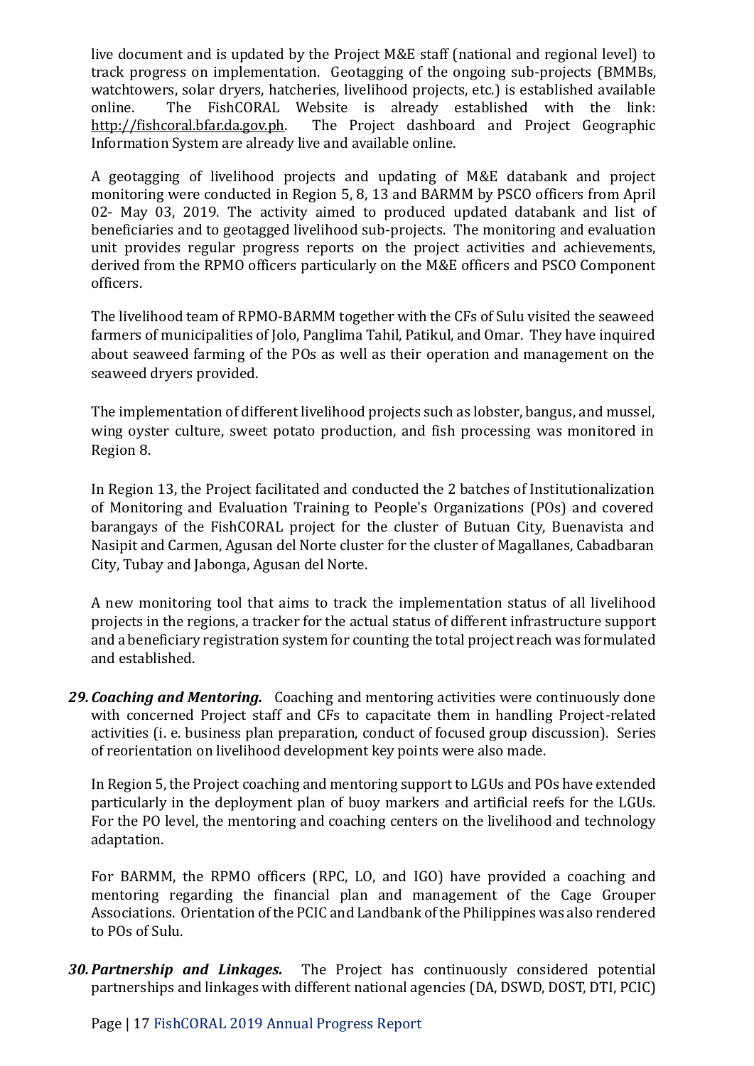live document and is updated by the Project M&E staff (national and regional level) to track progress on implementation. Geotagging of the ongoing sub-projects (BMMBs, watchtowers, solar dryers, hatcheries, livelihood projects, etc.) is established available online. The FishCORAL Website is already established with the link: http://fishcoral.bfar.da.gov.ph. The Project dashboard and Project Geographic Information System are already live and available online.

A geotagging of livelihood projects and updating of M&E databank and project monitoring were conducted in Region 5, 8, 13 and BARMM by PSCO officers from April 02- May 03, 2019. The activity aimed to produced updated databank and list of beneficiaries and to geotagged livelihood sub-projects. The monitoring and evaluation unit provides regular progress reports on the project activities and achievements, derived from the RPMO officers particularly on the M&E officers and PSCO Component officers.

The livelihood team of RPMO-BARMM together with the CFs of Sulu visited the seaweed farmers of municipalities of Jolo, Panglima Tahil, Patikul, and Omar. They have inquired about seaweed farming of the POs as well as their operation and management on the seaweed dryers provided.

The implementation of different livelihood projects such as lobster, bangus, and mussel, wing oyster culture, sweet potato production, and fish processing was monitored in Region 8.

In Region 13, the Project facilitated and conducted the 2 batches of Institutionalization of Monitoring and Evaluation Training to People's Organizations (POs) and covered barangays of the FishCORAL project for the cluster of Butuan City, Buenavista and Nasipit and Carmen, Agusan del Norte cluster for the cluster of Magallanes, Cabadbaran City, Tubay and Jabonga, Agusan del Norte.

A new monitoring tool that aims to track the implementation status of all livelihood projects in the regions, a tracker for the actual status of different infrastructure support and a beneficiary registration system for counting the total project reach was formulated and established.

29. ***Coaching and Mentoring.*** Coaching and mentoring activities were continuously done with concerned Project staff and CFs to capacitate them in handling Project-related activities (i. e. business plan preparation, conduct of focused group discussion). Series of reorientation on livelihood development key points were also made.

    In Region 5, the Project coaching and mentoring support to LGUs and POs have extended particularly in the deployment plan of buoy markers and artificial reefs for the LGUs. For the PO level, the mentoring and coaching centers on the livelihood and technology adaptation.

    For BARMM, the RPMO officers (RPC, LO, and IGO) have provided a coaching and mentoring regarding the financial plan and management of the Cage Grouper Associations. Orientation of the PCIC and Landbank of the Philippines was also rendered to POs of Sulu.

30. ***Partnership and Linkages.*** The Project has continuously considered potential partnerships and linkages with different national agencies (DA, DSWD, DOST, DTI, PCIC)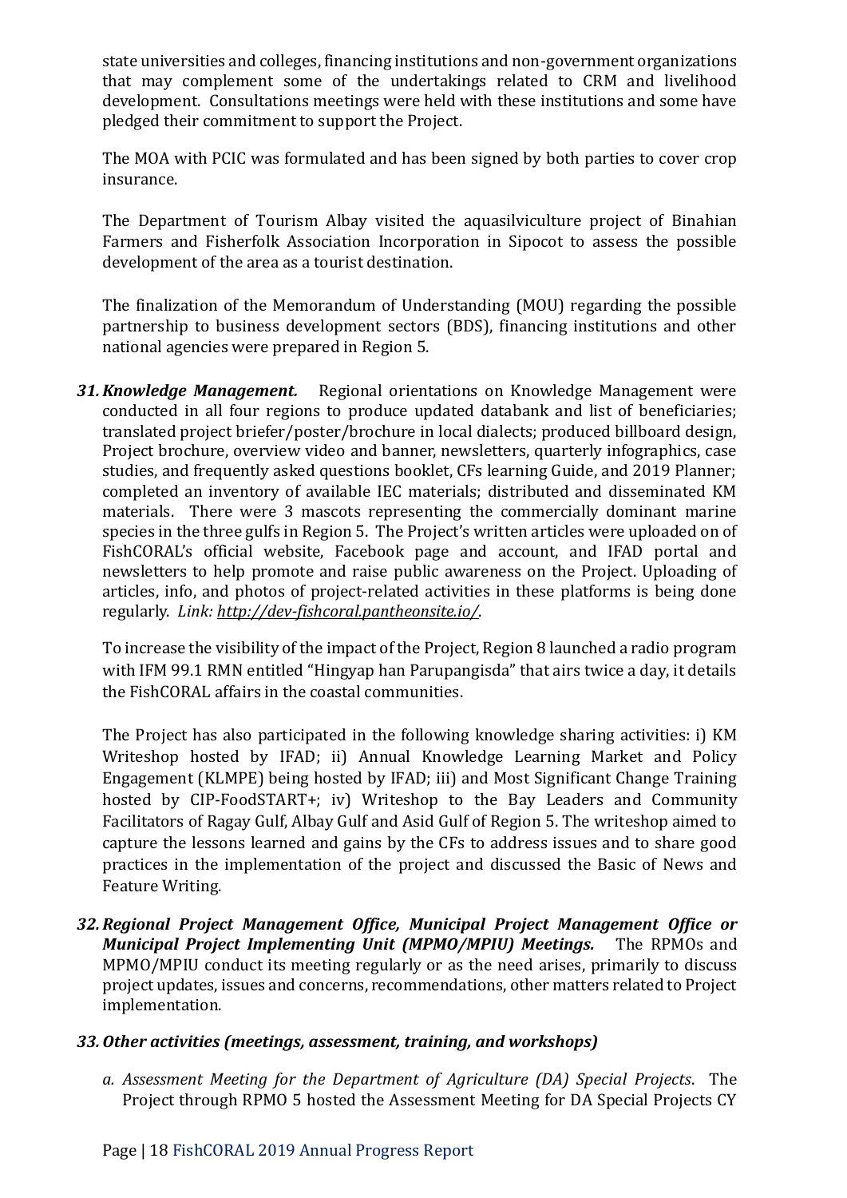state universities and colleges, financing institutions and non-government organizations that may complement some of the undertakings related to CRM and livelihood development. Consultations meetings were held with these institutions and some have pledged their commitment to support the Project.

The MOA with PCIC was formulated and has been signed by both parties to cover crop insurance.

The Department of Tourism Albay visited the aquasilviculture project of Binahian Farmers and Fisherfolk Association Incorporation in Sipocot to assess the possible development of the area as a tourist destination.

The finalization of the Memorandum of Understanding (MOU) regarding the possible partnership to business development sectors (BDS), financing institutions and other national agencies were prepared in Region 5.

31. ***Knowledge Management.*** Regional orientations on Knowledge Management were conducted in all four regions to produce updated databank and list of beneficiaries; translated project briefer/poster/brochure in local dialects; produced billboard design, Project brochure, overview video and banner, newsletters, quarterly infographics, case studies, and frequently asked questions booklet, CFs learning Guide, and 2019 Planner; completed an inventory of available IEC materials; distributed and disseminated KM materials. There were 3 mascots representing the commercially dominant marine species in the three gulfs in Region 5. The Project's written articles were uploaded on of FishCORAL's official website, Facebook page and account, and IFAD portal and newsletters to help promote and raise public awareness on the Project. Uploading of articles, info, and photos of project-related activities in these platforms is being done regularly. *Link: http://dev-fishcoral.pantheonsite.io/.*

    To increase the visibility of the impact of the Project, Region 8 launched a radio program with IFM 99.1 RMN entitled "Hingyap han Parupangisda" that airs twice a day, it details the FishCORAL affairs in the coastal communities.

    The Project has also participated in the following knowledge sharing activities: i) KM Writeshop hosted by IFAD; ii) Annual Knowledge Learning Market and Policy Engagement (KLMPE) being hosted by IFAD; iii) and Most Significant Change Training hosted by CIP-FoodSTART+; iv) Writeshop to the Bay Leaders and Community Facilitators of Ragay Gulf, Albay Gulf and Asid Gulf of Region 5. The writeshop aimed to capture the lessons learned and gains by the CFs to address issues and to share good practices in the implementation of the project and discussed the Basic of News and Feature Writing.

32. ***Regional Project Management Office, Municipal Project Management Office or Municipal Project Implementing Unit (MPMO/MPIU) Meetings.*** The RPMOs and MPMO/MPIU conduct its meeting regularly or as the need arises, primarily to discuss project updates, issues and concerns, recommendations, other matters related to Project implementation.

33. ***Other activities (meetings, assessment, training, and workshops)***

    a. *Assessment Meeting for the Department of Agriculture (DA) Special Projects*. The Project through RPMO 5 hosted the Assessment Meeting for DA Special Projects CY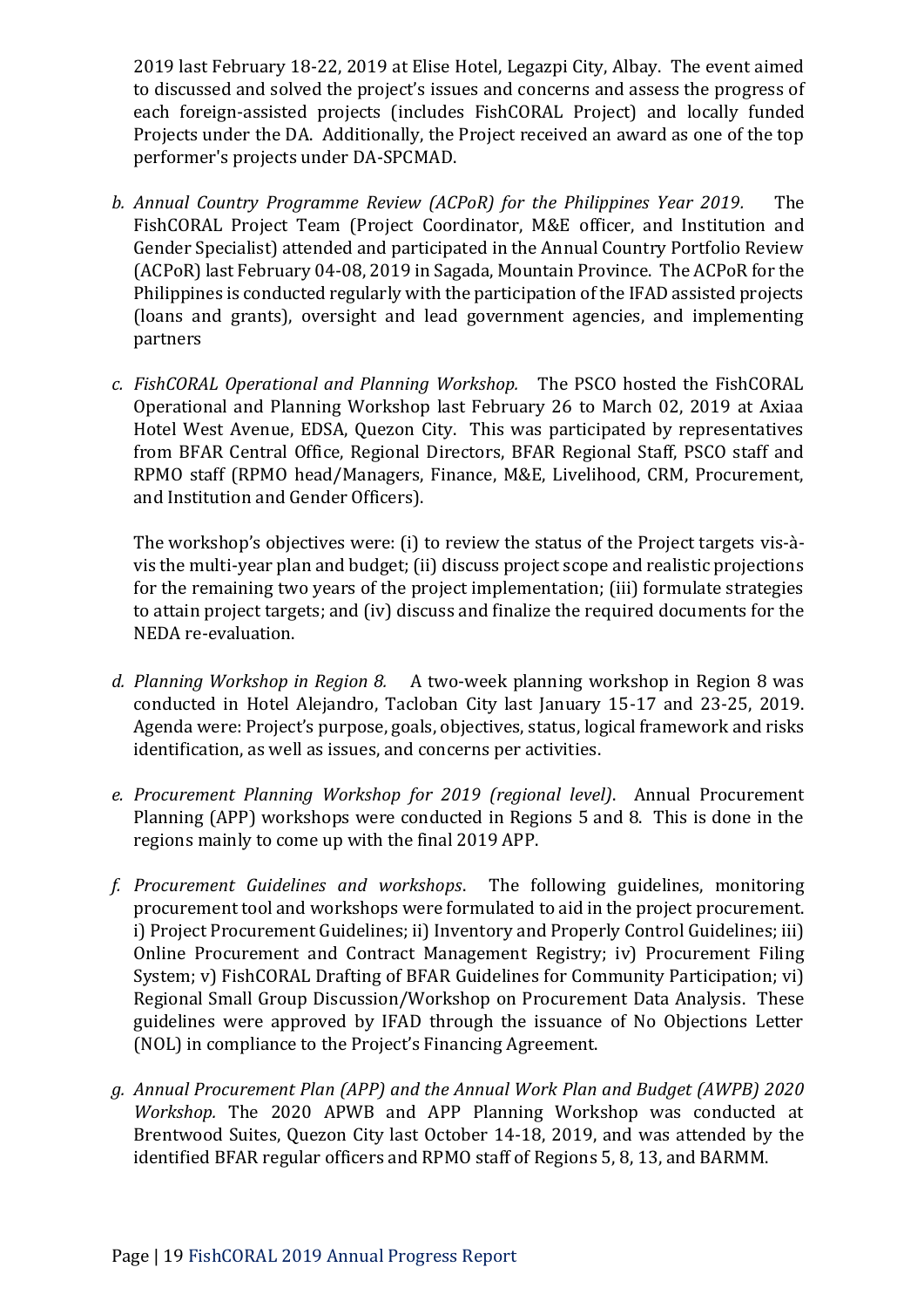2019 last February 18-22, 2019 at Elise Hotel, Legazpi City, Albay. The event aimed to discussed and solved the project's issues and concerns and assess the progress of each foreign-assisted projects (includes FishCORAL Project) and locally funded Projects under the DA. Additionally, the Project received an award as one of the top performer's projects under DA-SPCMAD.

b. *Annual Country Programme Review (ACPoR) for the Philippines Year 2019.* The FishCORAL Project Team (Project Coordinator, M&E officer, and Institution and Gender Specialist) attended and participated in the Annual Country Portfolio Review (ACPoR) last February 04-08, 2019 in Sagada, Mountain Province. The ACPoR for the Philippines is conducted regularly with the participation of the IFAD assisted projects (loans and grants), oversight and lead government agencies, and implementing partners

c. *FishCORAL Operational and Planning Workshop.* The PSCO hosted the FishCORAL Operational and Planning Workshop last February 26 to March 02, 2019 at Axiaa Hotel West Avenue, EDSA, Quezon City. This was participated by representatives from BFAR Central Office, Regional Directors, BFAR Regional Staff, PSCO staff and RPMO staff (RPMO head/Managers, Finance, M&E, Livelihood, CRM, Procurement, and Institution and Gender Officers).

   The workshop's objectives were: (i) to review the status of the Project targets vis-à-vis the multi-year plan and budget; (ii) discuss project scope and realistic projections for the remaining two years of the project implementation; (iii) formulate strategies to attain project targets; and (iv) discuss and finalize the required documents for the NEDA re-evaluation.

d. *Planning Workshop in Region 8.* A two-week planning workshop in Region 8 was conducted in Hotel Alejandro, Tacloban City last January 15-17 and 23-25, 2019. Agenda were: Project's purpose, goals, objectives, status, logical framework and risks identification, as well as issues, and concerns per activities.

e. *Procurement Planning Workshop for 2019 (regional level).* Annual Procurement Planning (APP) workshops were conducted in Regions 5 and 8. This is done in the regions mainly to come up with the final 2019 APP.

f. *Procurement Guidelines and workshops.* The following guidelines, monitoring procurement tool and workshops were formulated to aid in the project procurement. i) Project Procurement Guidelines; ii) Inventory and Properly Control Guidelines; iii) Online Procurement and Contract Management Registry; iv) Procurement Filing System; v) FishCORAL Drafting of BFAR Guidelines for Community Participation; vi) Regional Small Group Discussion/Workshop on Procurement Data Analysis. These guidelines were approved by IFAD through the issuance of No Objections Letter (NOL) in compliance to the Project's Financing Agreement.

g. *Annual Procurement Plan (APP) and the Annual Work Plan and Budget (AWPB) 2020 Workshop.* The 2020 APWB and APP Planning Workshop was conducted at Brentwood Suites, Quezon City last October 14-18, 2019, and was attended by the identified BFAR regular officers and RPMO staff of Regions 5, 8, 13, and BARMM.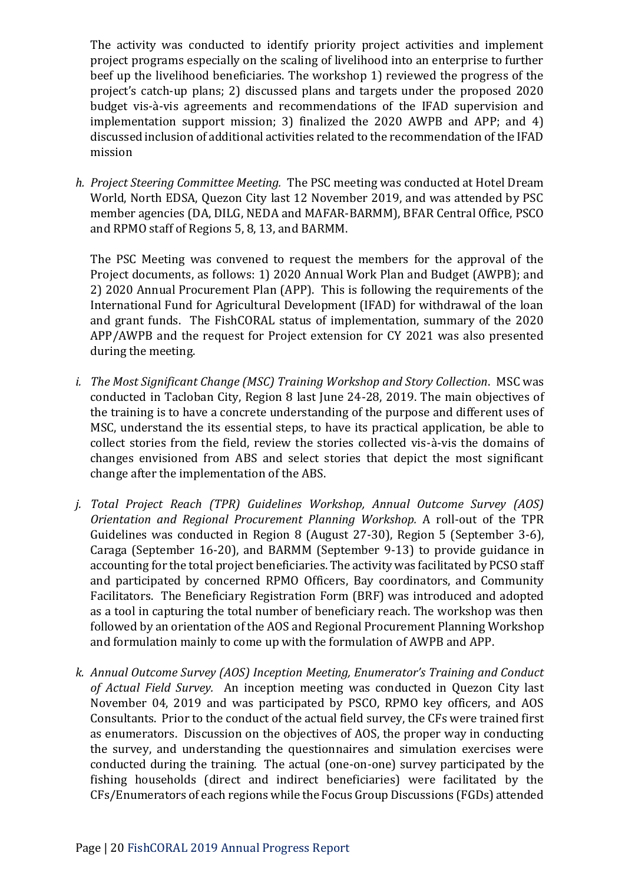The activity was conducted to identify priority project activities and implement project programs especially on the scaling of livelihood into an enterprise to further beef up the livelihood beneficiaries. The workshop 1) reviewed the progress of the project's catch-up plans; 2) discussed plans and targets under the proposed 2020 budget vis-à-vis agreements and recommendations of the IFAD supervision and implementation support mission; 3) finalized the 2020 AWPB and APP; and 4) discussed inclusion of additional activities related to the recommendation of the IFAD mission

h. *Project Steering Committee Meeting.* The PSC meeting was conducted at Hotel Dream World, North EDSA, Quezon City last 12 November 2019, and was attended by PSC member agencies (DA, DILG, NEDA and MAFAR-BARMM), BFAR Central Office, PSCO and RPMO staff of Regions 5, 8, 13, and BARMM.

   The PSC Meeting was convened to request the members for the approval of the Project documents, as follows: 1) 2020 Annual Work Plan and Budget (AWPB); and 2) 2020 Annual Procurement Plan (APP). This is following the requirements of the International Fund for Agricultural Development (IFAD) for withdrawal of the loan and grant funds. The FishCORAL status of implementation, summary of the 2020 APP/AWPB and the request for Project extension for CY 2021 was also presented during the meeting.

i. *The Most Significant Change (MSC) Training Workshop and Story Collection*. MSC was conducted in Tacloban City, Region 8 last June 24-28, 2019. The main objectives of the training is to have a concrete understanding of the purpose and different uses of MSC, understand the its essential steps, to have its practical application, be able to collect stories from the field, review the stories collected vis-à-vis the domains of changes envisioned from ABS and select stories that depict the most significant change after the implementation of the ABS.

j. *Total Project Reach (TPR) Guidelines Workshop, Annual Outcome Survey (AOS) Orientation and Regional Procurement Planning Workshop.* A roll-out of the TPR Guidelines was conducted in Region 8 (August 27-30), Region 5 (September 3-6), Caraga (September 16-20), and BARMM (September 9-13) to provide guidance in accounting for the total project beneficiaries. The activity was facilitated by PCSO staff and participated by concerned RPMO Officers, Bay coordinators, and Community Facilitators. The Beneficiary Registration Form (BRF) was introduced and adopted as a tool in capturing the total number of beneficiary reach. The workshop was then followed by an orientation of the AOS and Regional Procurement Planning Workshop and formulation mainly to come up with the formulation of AWPB and APP.

k. *Annual Outcome Survey (AOS) Inception Meeting, Enumerator's Training and Conduct of Actual Field Survey.* An inception meeting was conducted in Quezon City last November 04, 2019 and was participated by PSCO, RPMO key officers, and AOS Consultants. Prior to the conduct of the actual field survey, the CFs were trained first as enumerators. Discussion on the objectives of AOS, the proper way in conducting the survey, and understanding the questionnaires and simulation exercises were conducted during the training. The actual (one-on-one) survey participated by the fishing households (direct and indirect beneficiaries) were facilitated by the CFs/Enumerators of each regions while the Focus Group Discussions (FGDs) attended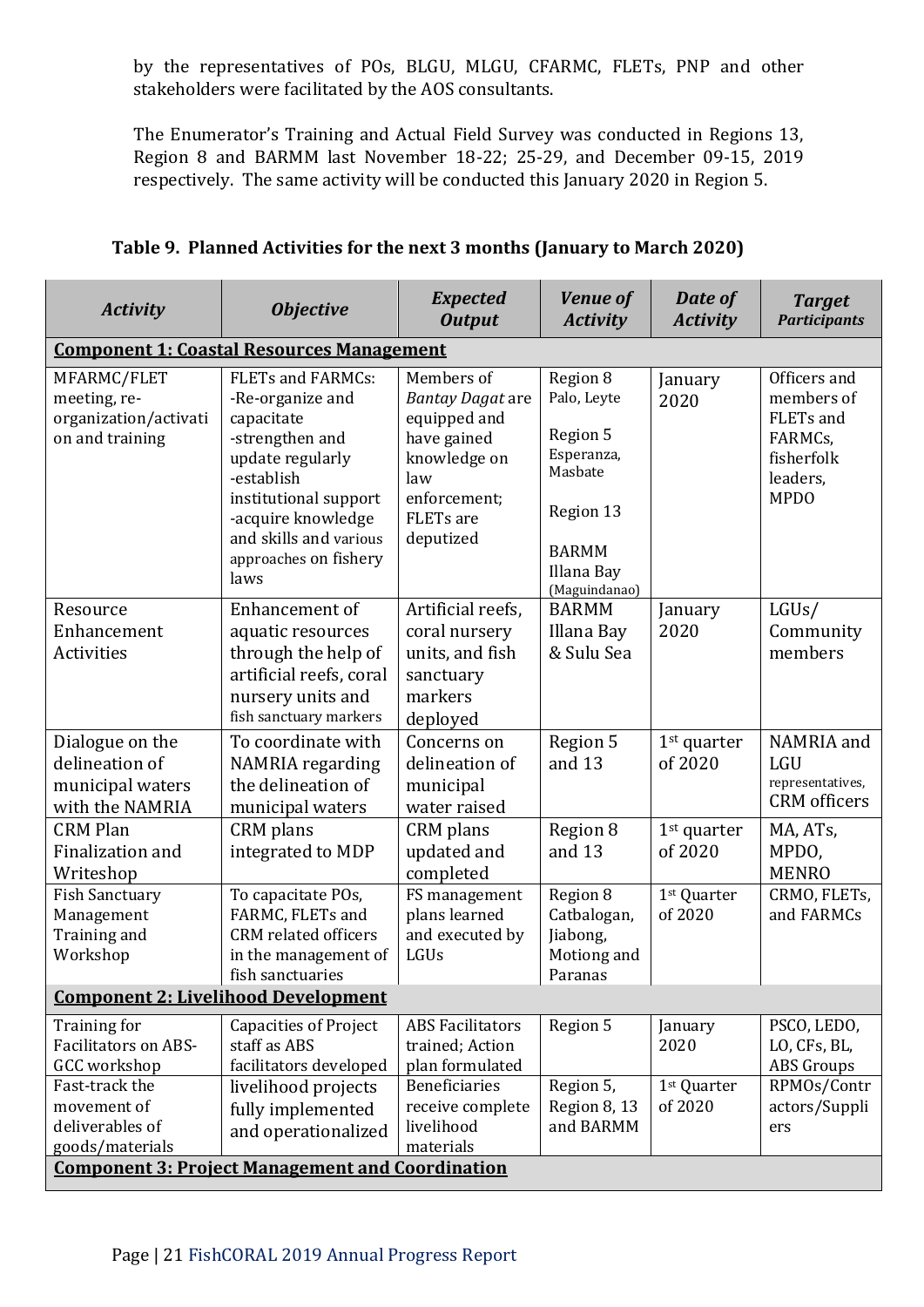by the representatives of POs, BLGU, MLGU, CFARMC, FLETs, PNP and other stakeholders were facilitated by the AOS consultants.

The Enumerator's Training and Actual Field Survey was conducted in Regions 13, Region 8 and BARMM last November 18-22; 25-29, and December 09-15, 2019 respectively. The same activity will be conducted this January 2020 in Region 5.

**Table 9. Planned Activities for the next 3 months (January to March 2020)**

| *Activity* | *Objective* | *Expected Output* | *Venue of Activity* | *Date of Activity* | *Target Participants* |
|---|---|---|---|---|---|
| **Component 1: Coastal Resources Management** | | | | | |
| MFARMC/FLET meeting, re-organization/activation and training | FLETs and FARMCs: -Re-organize and capacitate -strengthen and update regularly -establish institutional support -acquire knowledge and skills and various approaches on fishery laws | Members of *Bantay Dagat* are equipped and have gained knowledge on law enforcement; FLETs are deputized | Region 8 Palo, Leyte<br>Region 5 Esperanza, Masbate<br>Region 13<br>BARMM Illana Bay (Maguindanao) | January 2020 | Officers and members of FLETs and FARMCs, fisherfolk leaders, MPDO |
| Resource Enhancement Activities | Enhancement of aquatic resources through the help of artificial reefs, coral nursery units and fish sanctuary markers | Artificial reefs, coral nursery units, and fish sanctuary markers deployed | BARMM Illana Bay & Sulu Sea | January 2020 | LGUs/ Community members |
| Dialogue on the delineation of municipal waters with the NAMRIA | To coordinate with NAMRIA regarding the delineation of municipal waters | Concerns on delineation of municipal water raised | Region 5 and 13 | 1st quarter of 2020 | NAMRIA and LGU representatives, CRM officers |
| CRM Plan Finalization and Writeshop | CRM plans integrated to MDP | CRM plans updated and completed | Region 8 and 13 | 1st quarter of 2020 | MA, ATs, MPDO, MENRO |
| Fish Sanctuary Management Training and Workshop | To capacitate POs, FARMC, FLETs and CRM related officers in the management of fish sanctuaries | FS management plans learned and executed by LGUs | Region 8 Catbalogan, Jiabong, Motiong and Paranas | 1st Quarter of 2020 | CRMO, FLETs, and FARMCs |
| **Component 2: Livelihood Development** | | | | | |
| Training for Facilitators on ABS-GCC workshop | Capacities of Project staff as ABS facilitators developed | ABS Facilitators trained; Action plan formulated | Region 5 | January 2020 | PSCO, LEDO, LO, CFs, BL, ABS Groups |
| Fast-track the movement of deliverables of goods/materials | livelihood projects fully implemented and operationalized | Beneficiaries receive complete livelihood materials | Region 5, Region 8, 13 and BARMM | 1st Quarter of 2020 | RPMOs/Contractors/Suppliers |
| **Component 3: Project Management and Coordination** | | | | | |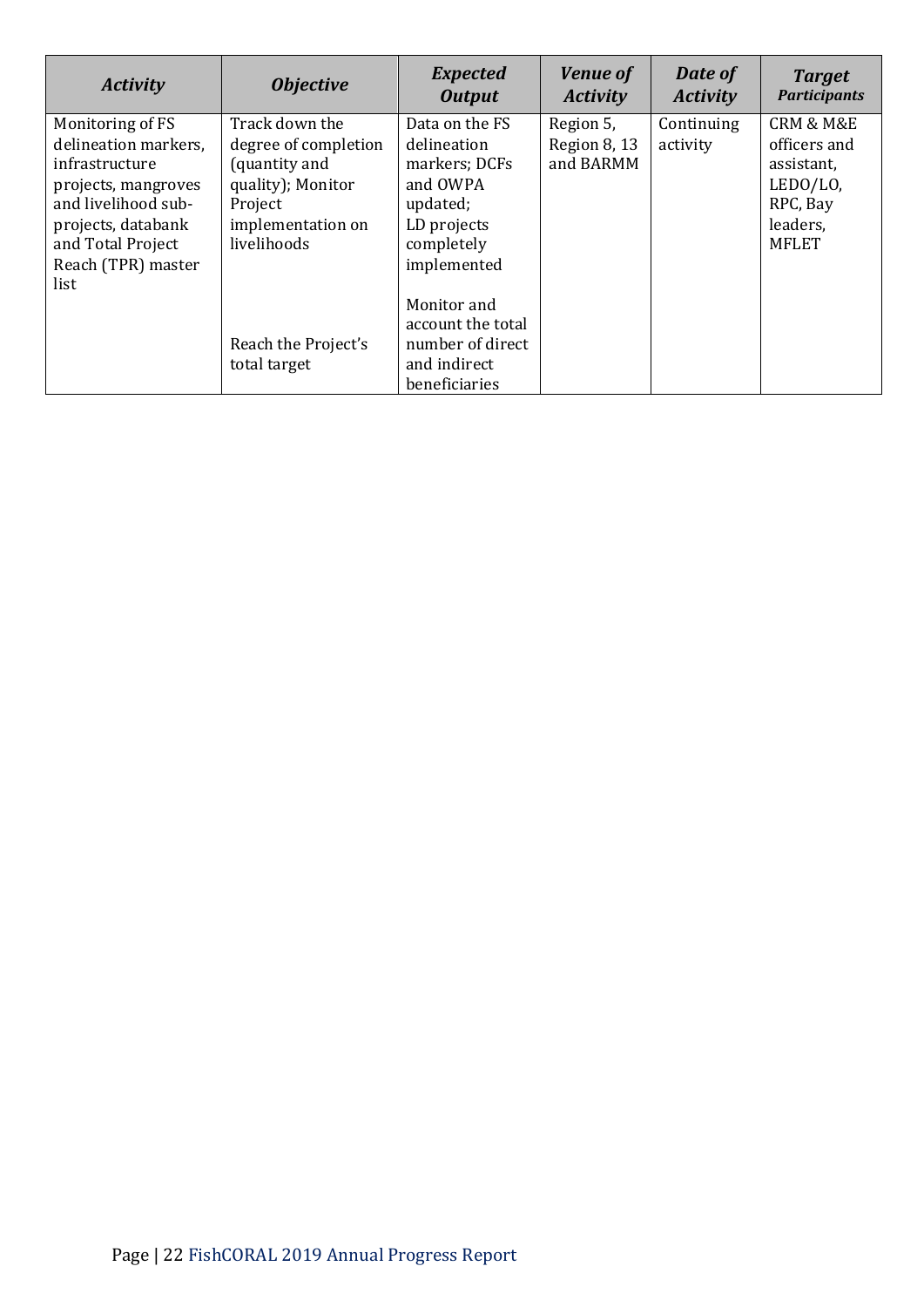| *Activity* | *Objective* | *Expected Output* | *Venue of Activity* | *Date of Activity* | *Target Participants* |
|---|---|---|---|---|---|
| Monitoring of FS delineation markers, infrastructure projects, mangroves and livelihood sub-projects, databank and Total Project Reach (TPR) master list | Track down the degree of completion (quantity and quality); Monitor Project implementation on livelihoods<br><br>Reach the Project's total target | Data on the FS delineation markers; DCFs and OWPA updated; LD projects completely implemented<br><br>Monitor and account the total number of direct and indirect beneficiaries | Region 5, Region 8, 13 and BARMM | Continuing activity | CRM & M&E officers and assistant, LEDO/LO, RPC, Bay leaders, MFLET |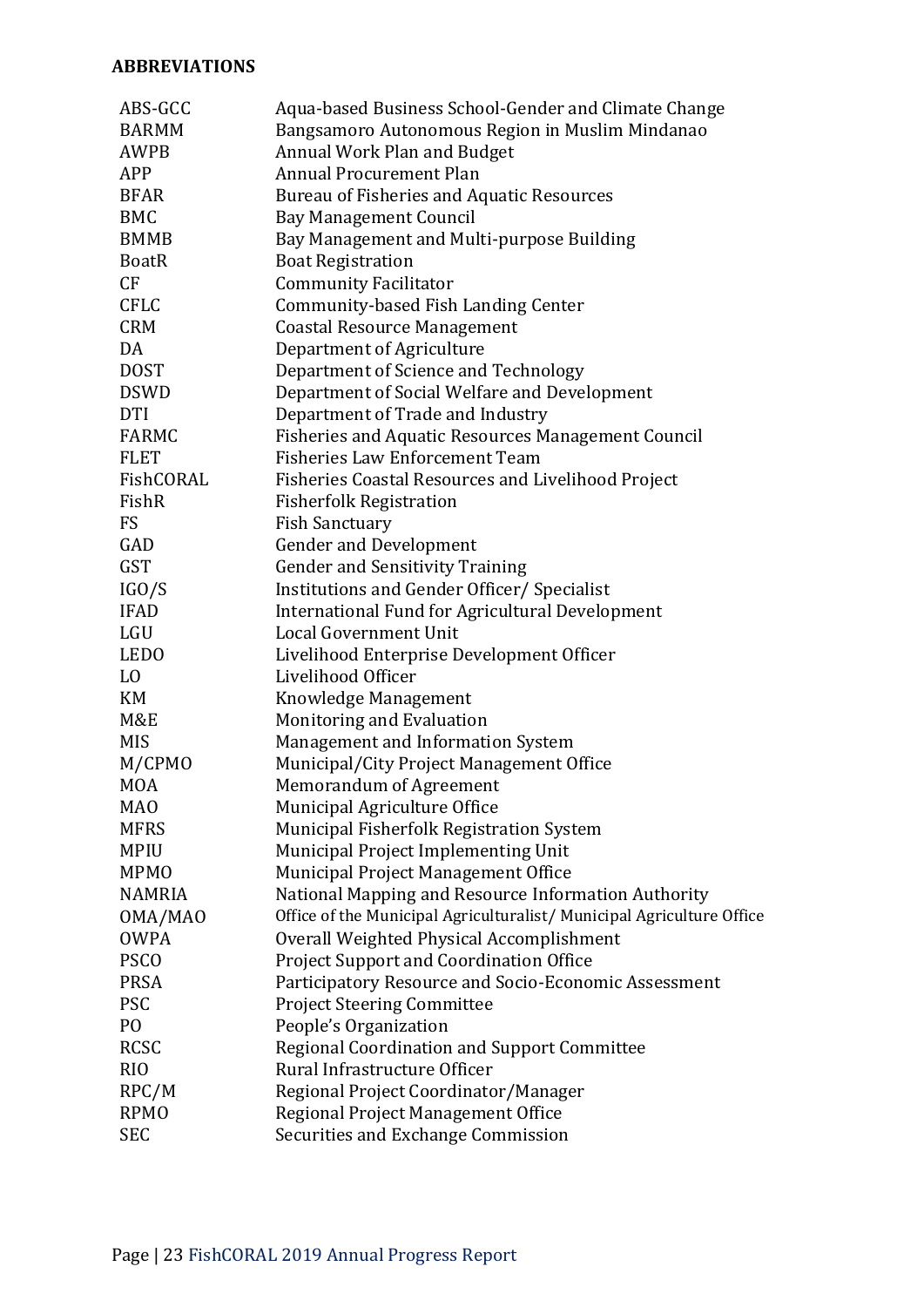## ABBREVIATIONS

| | |
|---|---|
| ABS-GCC | Aqua-based Business School-Gender and Climate Change |
| BARMM | Bangsamoro Autonomous Region in Muslim Mindanao |
| AWPB | Annual Work Plan and Budget |
| APP | Annual Procurement Plan |
| BFAR | Bureau of Fisheries and Aquatic Resources |
| BMC | Bay Management Council |
| BMMB | Bay Management and Multi-purpose Building |
| BoatR | Boat Registration |
| CF | Community Facilitator |
| CFLC | Community-based Fish Landing Center |
| CRM | Coastal Resource Management |
| DA | Department of Agriculture |
| DOST | Department of Science and Technology |
| DSWD | Department of Social Welfare and Development |
| DTI | Department of Trade and Industry |
| FARMC | Fisheries and Aquatic Resources Management Council |
| FLET | Fisheries Law Enforcement Team |
| FishCORAL | Fisheries Coastal Resources and Livelihood Project |
| FishR | Fisherfolk Registration |
| FS | Fish Sanctuary |
| GAD | Gender and Development |
| GST | Gender and Sensitivity Training |
| IGO/S | Institutions and Gender Officer/ Specialist |
| IFAD | International Fund for Agricultural Development |
| LGU | Local Government Unit |
| LEDO | Livelihood Enterprise Development Officer |
| LO | Livelihood Officer |
| KM | Knowledge Management |
| M&E | Monitoring and Evaluation |
| MIS | Management and Information System |
| M/CPMO | Municipal/City Project Management Office |
| MOA | Memorandum of Agreement |
| MAO | Municipal Agriculture Office |
| MFRS | Municipal Fisherfolk Registration System |
| MPIU | Municipal Project Implementing Unit |
| MPMO | Municipal Project Management Office |
| NAMRIA | National Mapping and Resource Information Authority |
| OMA/MAO | Office of the Municipal Agriculturalist/ Municipal Agriculture Office |
| OWPA | Overall Weighted Physical Accomplishment |
| PSCO | Project Support and Coordination Office |
| PRSA | Participatory Resource and Socio-Economic Assessment |
| PSC | Project Steering Committee |
| PO | People's Organization |
| RCSC | Regional Coordination and Support Committee |
| RIO | Rural Infrastructure Officer |
| RPC/M | Regional Project Coordinator/Manager |
| RPMO | Regional Project Management Office |
| SEC | Securities and Exchange Commission |